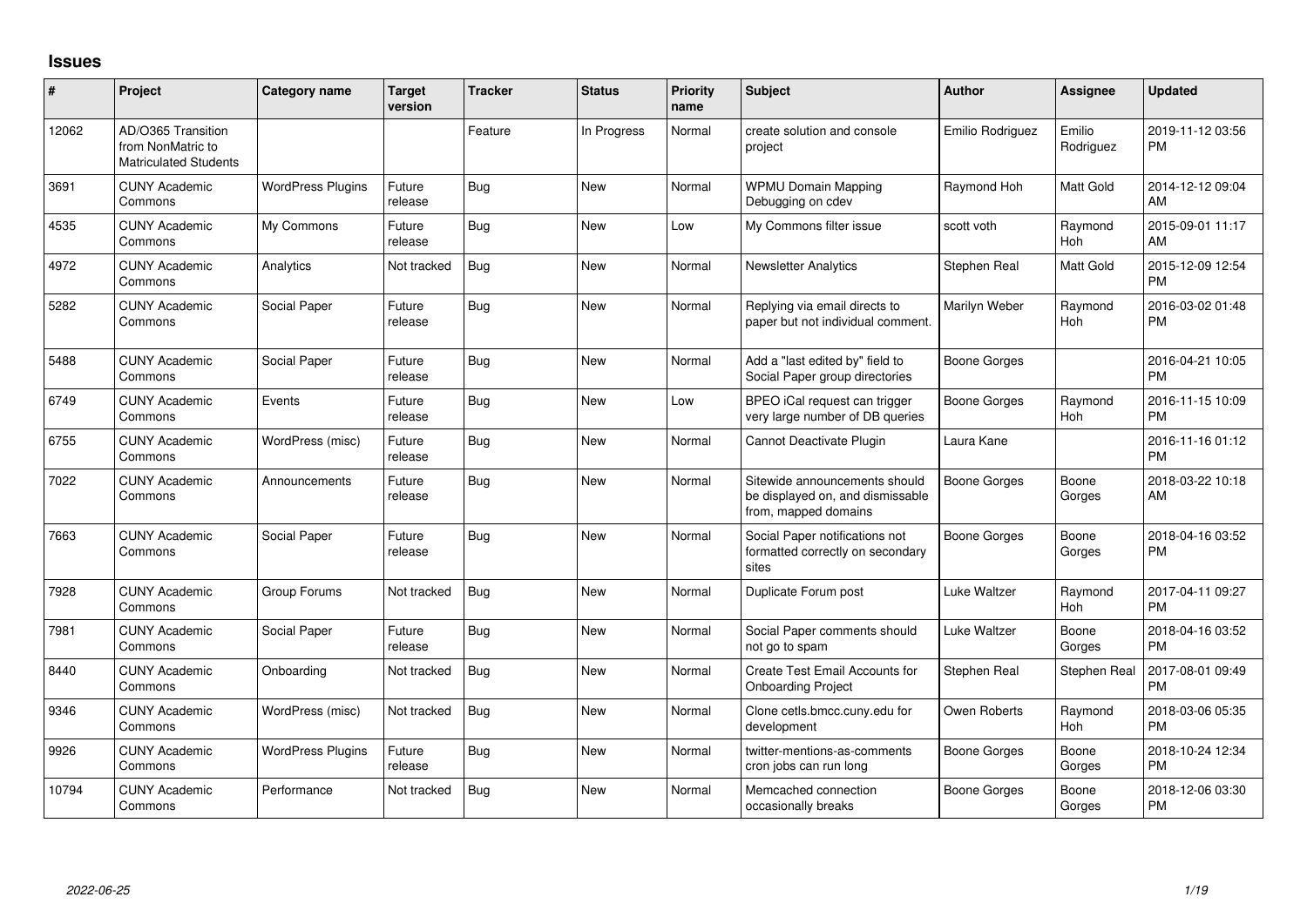## Issues

| # | Project | Category name | Target version | Tracker | Status | Priority name | Subject | Author | Assignee | Updated |
|---|---|---|---|---|---|---|---|---|---|---|
| 12062 | AD/O365 Transition from NonMatric to Matriculated Students | | | Feature | In Progress | Normal | create solution and console project | Emilio Rodriguez | Emilio Rodriguez | 2019-11-12 03:56 PM |
| 3691 | CUNY Academic Commons | WordPress Plugins | Future release | Bug | New | Normal | WPMU Domain Mapping Debugging on cdev | Raymond Hoh | Matt Gold | 2014-12-12 09:04 AM |
| 4535 | CUNY Academic Commons | My Commons | Future release | Bug | New | Low | My Commons filter issue | scott voth | Raymond Hoh | 2015-09-01 11:17 AM |
| 4972 | CUNY Academic Commons | Analytics | Not tracked | Bug | New | Normal | Newsletter Analytics | Stephen Real | Matt Gold | 2015-12-09 12:54 PM |
| 5282 | CUNY Academic Commons | Social Paper | Future release | Bug | New | Normal | Replying via email directs to paper but not individual comment. | Marilyn Weber | Raymond Hoh | 2016-03-02 01:48 PM |
| 5488 | CUNY Academic Commons | Social Paper | Future release | Bug | New | Normal | Add a "last edited by" field to Social Paper group directories | Boone Gorges | | 2016-04-21 10:05 PM |
| 6749 | CUNY Academic Commons | Events | Future release | Bug | New | Low | BPEO iCal request can trigger very large number of DB queries | Boone Gorges | Raymond Hoh | 2016-11-15 10:09 PM |
| 6755 | CUNY Academic Commons | WordPress (misc) | Future release | Bug | New | Normal | Cannot Deactivate Plugin | Laura Kane | | 2016-11-16 01:12 PM |
| 7022 | CUNY Academic Commons | Announcements | Future release | Bug | New | Normal | Sitewide announcements should be displayed on, and dismissable from, mapped domains | Boone Gorges | Boone Gorges | 2018-03-22 10:18 AM |
| 7663 | CUNY Academic Commons | Social Paper | Future release | Bug | New | Normal | Social Paper notifications not formatted correctly on secondary sites | Boone Gorges | Boone Gorges | 2018-04-16 03:52 PM |
| 7928 | CUNY Academic Commons | Group Forums | Not tracked | Bug | New | Normal | Duplicate Forum post | Luke Waltzer | Raymond Hoh | 2017-04-11 09:27 PM |
| 7981 | CUNY Academic Commons | Social Paper | Future release | Bug | New | Normal | Social Paper comments should not go to spam | Luke Waltzer | Boone Gorges | 2018-04-16 03:52 PM |
| 8440 | CUNY Academic Commons | Onboarding | Not tracked | Bug | New | Normal | Create Test Email Accounts for Onboarding Project | Stephen Real | Stephen Real | 2017-08-01 09:49 PM |
| 9346 | CUNY Academic Commons | WordPress (misc) | Not tracked | Bug | New | Normal | Clone cetls.bmcc.cuny.edu for development | Owen Roberts | Raymond Hoh | 2018-03-06 05:35 PM |
| 9926 | CUNY Academic Commons | WordPress Plugins | Future release | Bug | New | Normal | twitter-mentions-as-comments cron jobs can run long | Boone Gorges | Boone Gorges | 2018-10-24 12:34 PM |
| 10794 | CUNY Academic Commons | Performance | Not tracked | Bug | New | Normal | Memcached connection occasionally breaks | Boone Gorges | Boone Gorges | 2018-12-06 03:30 PM |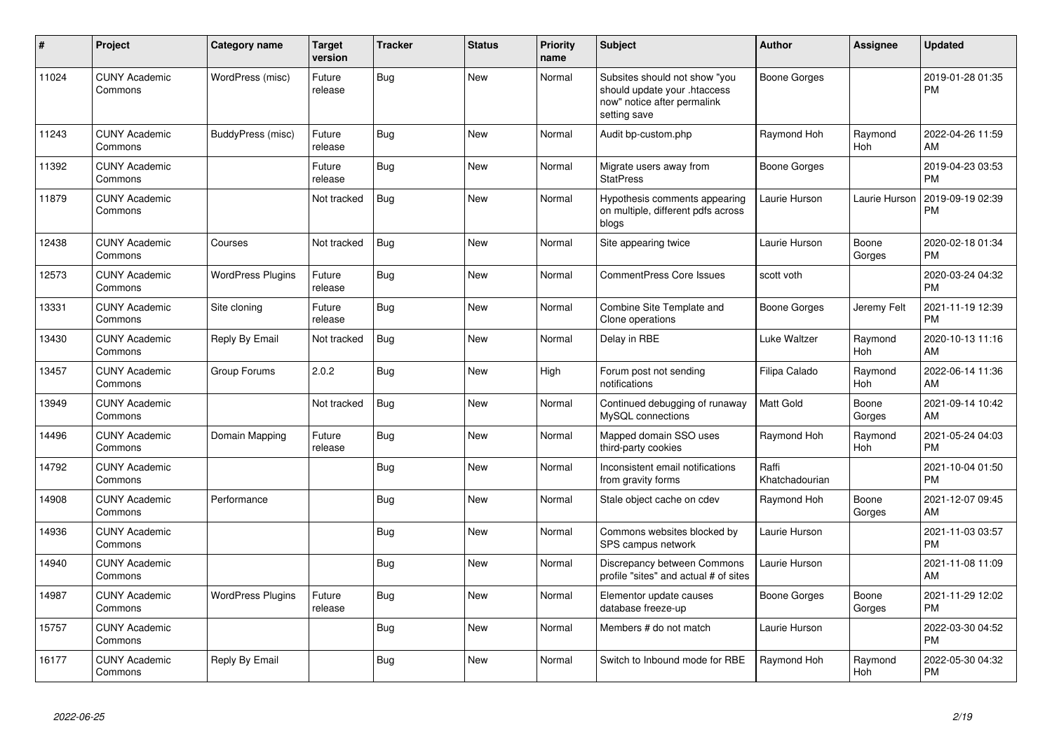| # | Project | Category name | Target version | Tracker | Status | Priority name | Subject | Author | Assignee | Updated |
|---|---|---|---|---|---|---|---|---|---|---|
| 11024 | CUNY Academic Commons | WordPress (misc) | Future release | Bug | New | Normal | Subsites should not show "you should update your .htaccess now" notice after permalink setting save | Boone Gorges | | 2019-01-28 01:35 PM |
| 11243 | CUNY Academic Commons | BuddyPress (misc) | Future release | Bug | New | Normal | Audit bp-custom.php | Raymond Hoh | Raymond Hoh | 2022-04-26 11:59 AM |
| 11392 | CUNY Academic Commons | | Future release | Bug | New | Normal | Migrate users away from StatPress | Boone Gorges | | 2019-04-23 03:53 PM |
| 11879 | CUNY Academic Commons | | Not tracked | Bug | New | Normal | Hypothesis comments appearing on multiple, different pdfs across blogs | Laurie Hurson | Laurie Hurson | 2019-09-19 02:39 PM |
| 12438 | CUNY Academic Commons | Courses | Not tracked | Bug | New | Normal | Site appearing twice | Laurie Hurson | Boone Gorges | 2020-02-18 01:34 PM |
| 12573 | CUNY Academic Commons | WordPress Plugins | Future release | Bug | New | Normal | CommentPress Core Issues | scott voth | | 2020-03-24 04:32 PM |
| 13331 | CUNY Academic Commons | Site cloning | Future release | Bug | New | Normal | Combine Site Template and Clone operations | Boone Gorges | Jeremy Felt | 2021-11-19 12:39 PM |
| 13430 | CUNY Academic Commons | Reply By Email | Not tracked | Bug | New | Normal | Delay in RBE | Luke Waltzer | Raymond Hoh | 2020-10-13 11:16 AM |
| 13457 | CUNY Academic Commons | Group Forums | 2.0.2 | Bug | New | High | Forum post not sending notifications | Filipa Calado | Raymond Hoh | 2022-06-14 11:36 AM |
| 13949 | CUNY Academic Commons | | Not tracked | Bug | New | Normal | Continued debugging of runaway MySQL connections | Matt Gold | Boone Gorges | 2021-09-14 10:42 AM |
| 14496 | CUNY Academic Commons | Domain Mapping | Future release | Bug | New | Normal | Mapped domain SSO uses third-party cookies | Raymond Hoh | Raymond Hoh | 2021-05-24 04:03 PM |
| 14792 | CUNY Academic Commons | | | Bug | New | Normal | Inconsistent email notifications from gravity forms | Raffi Khatchadourian | | 2021-10-04 01:50 PM |
| 14908 | CUNY Academic Commons | Performance | | Bug | New | Normal | Stale object cache on cdev | Raymond Hoh | Boone Gorges | 2021-12-07 09:45 AM |
| 14936 | CUNY Academic Commons | | | Bug | New | Normal | Commons websites blocked by SPS campus network | Laurie Hurson | | 2021-11-03 03:57 PM |
| 14940 | CUNY Academic Commons | | | Bug | New | Normal | Discrepancy between Commons profile "sites" and actual # of sites | Laurie Hurson | | 2021-11-08 11:09 AM |
| 14987 | CUNY Academic Commons | WordPress Plugins | Future release | Bug | New | Normal | Elementor update causes database freeze-up | Boone Gorges | Boone Gorges | 2021-11-29 12:02 PM |
| 15757 | CUNY Academic Commons | | | Bug | New | Normal | Members # do not match | Laurie Hurson | | 2022-03-30 04:52 PM |
| 16177 | CUNY Academic Commons | Reply By Email | | Bug | New | Normal | Switch to Inbound mode for RBE | Raymond Hoh | Raymond Hoh | 2022-05-30 04:32 PM |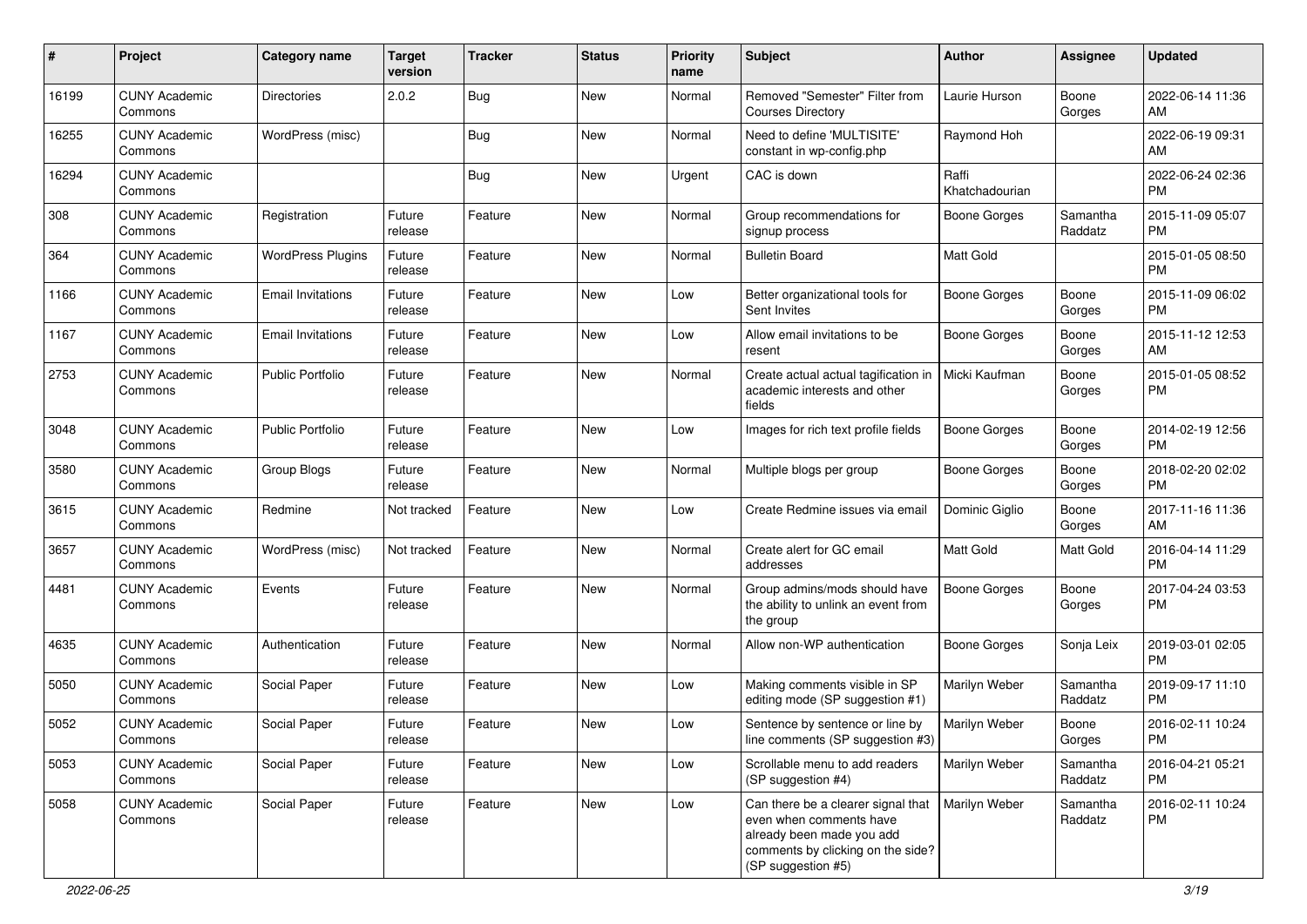| # | Project | Category name | Target version | Tracker | Status | Priority name | Subject | Author | Assignee | Updated |
|---|---|---|---|---|---|---|---|---|---|---|
| 16199 | CUNY Academic Commons | Directories | 2.0.2 | Bug | New | Normal | Removed "Semester" Filter from Courses Directory | Laurie Hurson | Boone Gorges | 2022-06-14 11:36 AM |
| 16255 | CUNY Academic Commons | WordPress (misc) | | Bug | New | Normal | Need to define 'MULTISITE' constant in wp-config.php | Raymond Hoh | | 2022-06-19 09:31 AM |
| 16294 | CUNY Academic Commons | | | Bug | New | Urgent | CAC is down | Raffi Khatchadourian | | 2022-06-24 02:36 PM |
| 308 | CUNY Academic Commons | Registration | Future release | Feature | New | Normal | Group recommendations for signup process | Boone Gorges | Samantha Raddatz | 2015-11-09 05:07 PM |
| 364 | CUNY Academic Commons | WordPress Plugins | Future release | Feature | New | Normal | Bulletin Board | Matt Gold | | 2015-01-05 08:50 PM |
| 1166 | CUNY Academic Commons | Email Invitations | Future release | Feature | New | Low | Better organizational tools for Sent Invites | Boone Gorges | Boone Gorges | 2015-11-09 06:02 PM |
| 1167 | CUNY Academic Commons | Email Invitations | Future release | Feature | New | Low | Allow email invitations to be resent | Boone Gorges | Boone Gorges | 2015-11-12 12:53 AM |
| 2753 | CUNY Academic Commons | Public Portfolio | Future release | Feature | New | Normal | Create actual actual tagification in academic interests and other fields | Micki Kaufman | Boone Gorges | 2015-01-05 08:52 PM |
| 3048 | CUNY Academic Commons | Public Portfolio | Future release | Feature | New | Low | Images for rich text profile fields | Boone Gorges | Boone Gorges | 2014-02-19 12:56 PM |
| 3580 | CUNY Academic Commons | Group Blogs | Future release | Feature | New | Normal | Multiple blogs per group | Boone Gorges | Boone Gorges | 2018-02-20 02:02 PM |
| 3615 | CUNY Academic Commons | Redmine | Not tracked | Feature | New | Low | Create Redmine issues via email | Dominic Giglio | Boone Gorges | 2017-11-16 11:36 AM |
| 3657 | CUNY Academic Commons | WordPress (misc) | Not tracked | Feature | New | Normal | Create alert for GC email addresses | Matt Gold | Matt Gold | 2016-04-14 11:29 PM |
| 4481 | CUNY Academic Commons | Events | Future release | Feature | New | Normal | Group admins/mods should have the ability to unlink an event from the group | Boone Gorges | Boone Gorges | 2017-04-24 03:53 PM |
| 4635 | CUNY Academic Commons | Authentication | Future release | Feature | New | Normal | Allow non-WP authentication | Boone Gorges | Sonja Leix | 2019-03-01 02:05 PM |
| 5050 | CUNY Academic Commons | Social Paper | Future release | Feature | New | Low | Making comments visible in SP editing mode (SP suggestion #1) | Marilyn Weber | Samantha Raddatz | 2019-09-17 11:10 PM |
| 5052 | CUNY Academic Commons | Social Paper | Future release | Feature | New | Low | Sentence by sentence or line by line comments (SP suggestion #3) | Marilyn Weber | Boone Gorges | 2016-02-11 10:24 PM |
| 5053 | CUNY Academic Commons | Social Paper | Future release | Feature | New | Low | Scrollable menu to add readers (SP suggestion #4) | Marilyn Weber | Samantha Raddatz | 2016-04-21 05:21 PM |
| 5058 | CUNY Academic Commons | Social Paper | Future release | Feature | New | Low | Can there be a clearer signal that even when comments have already been made you add comments by clicking on the side? (SP suggestion #5) | Marilyn Weber | Samantha Raddatz | 2016-02-11 10:24 PM |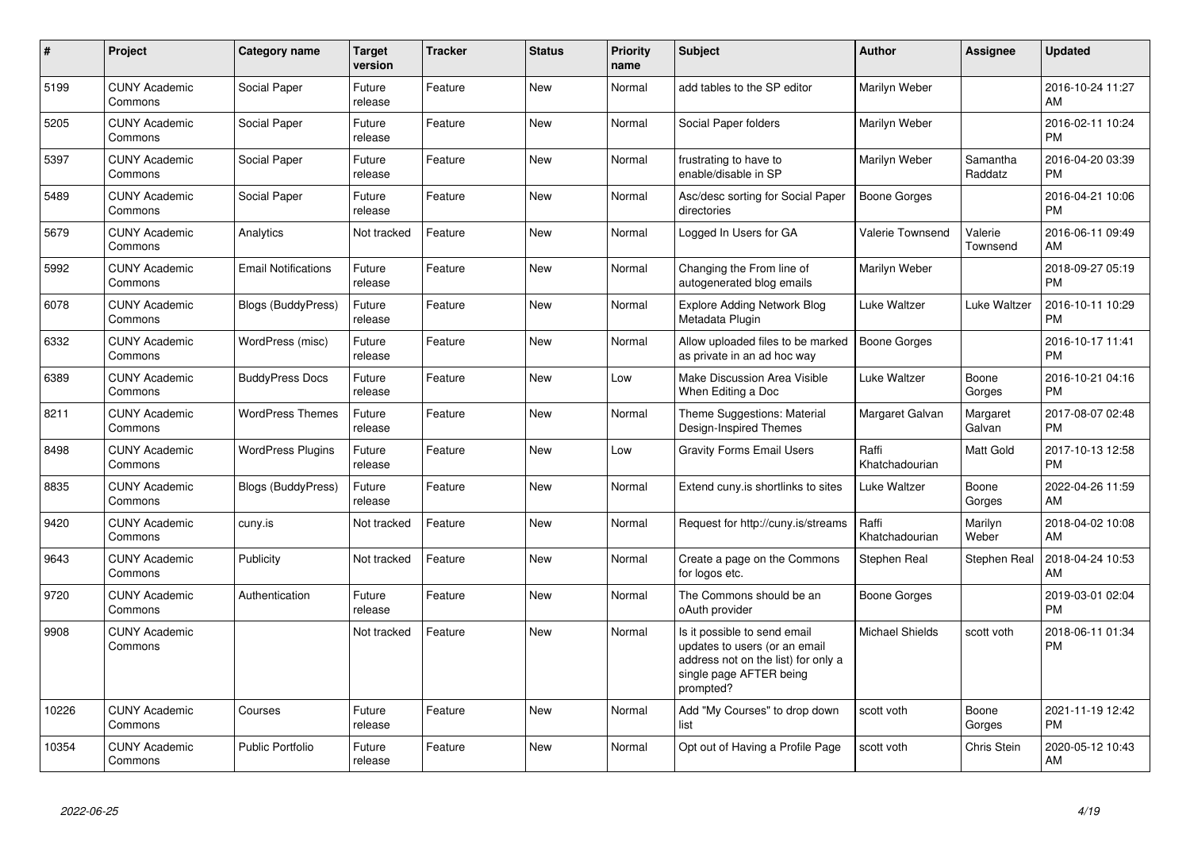| # | Project | Category name | Target version | Tracker | Status | Priority name | Subject | Author | Assignee | Updated |
|---|---|---|---|---|---|---|---|---|---|---|
| 5199 | CUNY Academic Commons | Social Paper | Future release | Feature | New | Normal | add tables to the SP editor | Marilyn Weber | | 2016-10-24 11:27 AM |
| 5205 | CUNY Academic Commons | Social Paper | Future release | Feature | New | Normal | Social Paper folders | Marilyn Weber | | 2016-02-11 10:24 PM |
| 5397 | CUNY Academic Commons | Social Paper | Future release | Feature | New | Normal | frustrating to have to enable/disable in SP | Marilyn Weber | Samantha Raddatz | 2016-04-20 03:39 PM |
| 5489 | CUNY Academic Commons | Social Paper | Future release | Feature | New | Normal | Asc/desc sorting for Social Paper directories | Boone Gorges | | 2016-04-21 10:06 PM |
| 5679 | CUNY Academic Commons | Analytics | Not tracked | Feature | New | Normal | Logged In Users for GA | Valerie Townsend | Valerie Townsend | 2016-06-11 09:49 AM |
| 5992 | CUNY Academic Commons | Email Notifications | Future release | Feature | New | Normal | Changing the From line of autogenerated blog emails | Marilyn Weber | | 2018-09-27 05:19 PM |
| 6078 | CUNY Academic Commons | Blogs (BuddyPress) | Future release | Feature | New | Normal | Explore Adding Network Blog Metadata Plugin | Luke Waltzer | Luke Waltzer | 2016-10-11 10:29 PM |
| 6332 | CUNY Academic Commons | WordPress (misc) | Future release | Feature | New | Normal | Allow uploaded files to be marked as private in an ad hoc way | Boone Gorges | | 2016-10-17 11:41 PM |
| 6389 | CUNY Academic Commons | BuddyPress Docs | Future release | Feature | New | Low | Make Discussion Area Visible When Editing a Doc | Luke Waltzer | Boone Gorges | 2016-10-21 04:16 PM |
| 8211 | CUNY Academic Commons | WordPress Themes | Future release | Feature | New | Normal | Theme Suggestions: Material Design-Inspired Themes | Margaret Galvan | Margaret Galvan | 2017-08-07 02:48 PM |
| 8498 | CUNY Academic Commons | WordPress Plugins | Future release | Feature | New | Low | Gravity Forms Email Users | Raffi Khatchadourian | Matt Gold | 2017-10-13 12:58 PM |
| 8835 | CUNY Academic Commons | Blogs (BuddyPress) | Future release | Feature | New | Normal | Extend cuny.is shortlinks to sites | Luke Waltzer | Boone Gorges | 2022-04-26 11:59 AM |
| 9420 | CUNY Academic Commons | cuny.is | Not tracked | Feature | New | Normal | Request for http://cuny.is/streams | Raffi Khatchadourian | Marilyn Weber | 2018-04-02 10:08 AM |
| 9643 | CUNY Academic Commons | Publicity | Not tracked | Feature | New | Normal | Create a page on the Commons for logos etc. | Stephen Real | Stephen Real | 2018-04-24 10:53 AM |
| 9720 | CUNY Academic Commons | Authentication | Future release | Feature | New | Normal | The Commons should be an oAuth provider | Boone Gorges | | 2019-03-01 02:04 PM |
| 9908 | CUNY Academic Commons | | Not tracked | Feature | New | Normal | Is it possible to send email updates to users (or an email address not on the list) for only a single page AFTER being prompted? | Michael Shields | scott voth | 2018-06-11 01:34 PM |
| 10226 | CUNY Academic Commons | Courses | Future release | Feature | New | Normal | Add "My Courses" to drop down list | scott voth | Boone Gorges | 2021-11-19 12:42 PM |
| 10354 | CUNY Academic Commons | Public Portfolio | Future release | Feature | New | Normal | Opt out of Having a Profile Page | scott voth | Chris Stein | 2020-05-12 10:43 AM |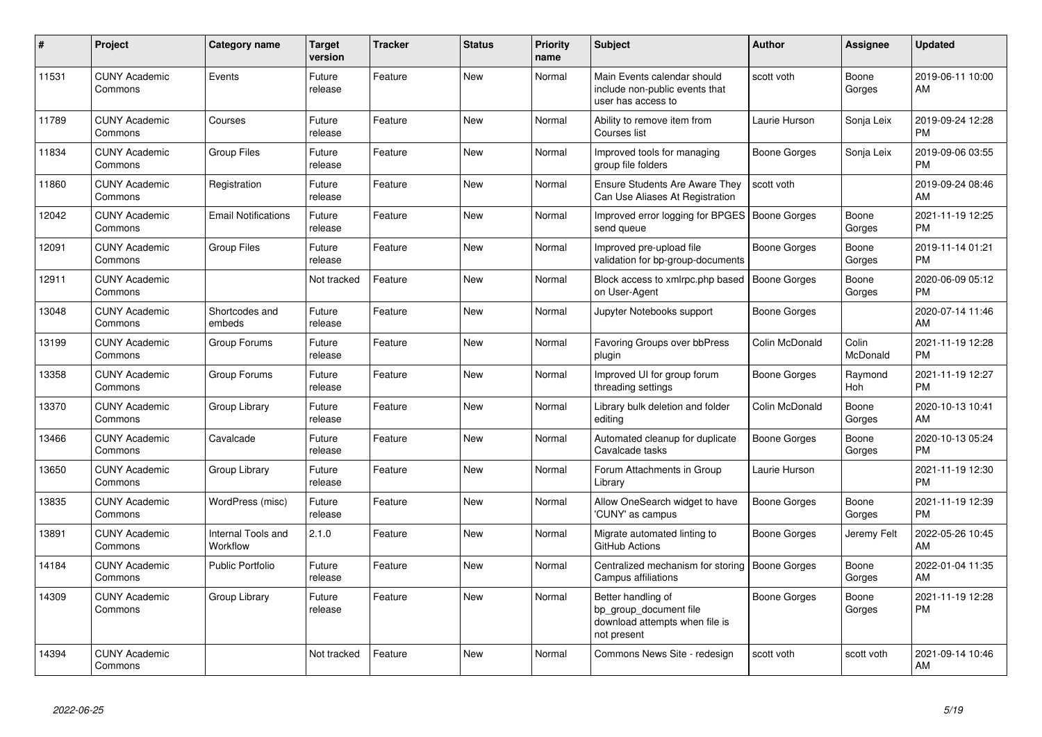| # | Project | Category name | Target version | Tracker | Status | Priority name | Subject | Author | Assignee | Updated |
|---|---|---|---|---|---|---|---|---|---|---|
| 11531 | CUNY Academic Commons | Events | Future release | Feature | New | Normal | Main Events calendar should include non-public events that user has access to | scott voth | Boone Gorges | 2019-06-11 10:00 AM |
| 11789 | CUNY Academic Commons | Courses | Future release | Feature | New | Normal | Ability to remove item from Courses list | Laurie Hurson | Sonja Leix | 2019-09-24 12:28 PM |
| 11834 | CUNY Academic Commons | Group Files | Future release | Feature | New | Normal | Improved tools for managing group file folders | Boone Gorges | Sonja Leix | 2019-09-06 03:55 PM |
| 11860 | CUNY Academic Commons | Registration | Future release | Feature | New | Normal | Ensure Students Are Aware They Can Use Aliases At Registration | scott voth | | 2019-09-24 08:46 AM |
| 12042 | CUNY Academic Commons | Email Notifications | Future release | Feature | New | Normal | Improved error logging for BPGES send queue | Boone Gorges | Boone Gorges | 2021-11-19 12:25 PM |
| 12091 | CUNY Academic Commons | Group Files | Future release | Feature | New | Normal | Improved pre-upload file validation for bp-group-documents | Boone Gorges | Boone Gorges | 2019-11-14 01:21 PM |
| 12911 | CUNY Academic Commons | | Not tracked | Feature | New | Normal | Block access to xmlrpc.php based on User-Agent | Boone Gorges | Boone Gorges | 2020-06-09 05:12 PM |
| 13048 | CUNY Academic Commons | Shortcodes and embeds | Future release | Feature | New | Normal | Jupyter Notebooks support | Boone Gorges | | 2020-07-14 11:46 AM |
| 13199 | CUNY Academic Commons | Group Forums | Future release | Feature | New | Normal | Favoring Groups over bbPress plugin | Colin McDonald | Colin McDonald | 2021-11-19 12:28 PM |
| 13358 | CUNY Academic Commons | Group Forums | Future release | Feature | New | Normal | Improved UI for group forum threading settings | Boone Gorges | Raymond Hoh | 2021-11-19 12:27 PM |
| 13370 | CUNY Academic Commons | Group Library | Future release | Feature | New | Normal | Library bulk deletion and folder editing | Colin McDonald | Boone Gorges | 2020-10-13 10:41 AM |
| 13466 | CUNY Academic Commons | Cavalcade | Future release | Feature | New | Normal | Automated cleanup for duplicate Cavalcade tasks | Boone Gorges | Boone Gorges | 2020-10-13 05:24 PM |
| 13650 | CUNY Academic Commons | Group Library | Future release | Feature | New | Normal | Forum Attachments in Group Library | Laurie Hurson | | 2021-11-19 12:30 PM |
| 13835 | CUNY Academic Commons | WordPress (misc) | Future release | Feature | New | Normal | Allow OneSearch widget to have 'CUNY' as campus | Boone Gorges | Boone Gorges | 2021-11-19 12:39 PM |
| 13891 | CUNY Academic Commons | Internal Tools and Workflow | 2.1.0 | Feature | New | Normal | Migrate automated linting to GitHub Actions | Boone Gorges | Jeremy Felt | 2022-05-26 10:45 AM |
| 14184 | CUNY Academic Commons | Public Portfolio | Future release | Feature | New | Normal | Centralized mechanism for storing Campus affiliations | Boone Gorges | Boone Gorges | 2022-01-04 11:35 AM |
| 14309 | CUNY Academic Commons | Group Library | Future release | Feature | New | Normal | Better handling of bp_group_document file download attempts when file is not present | Boone Gorges | Boone Gorges | 2021-11-19 12:28 PM |
| 14394 | CUNY Academic Commons | | Not tracked | Feature | New | Normal | Commons News Site - redesign | scott voth | scott voth | 2021-09-14 10:46 AM |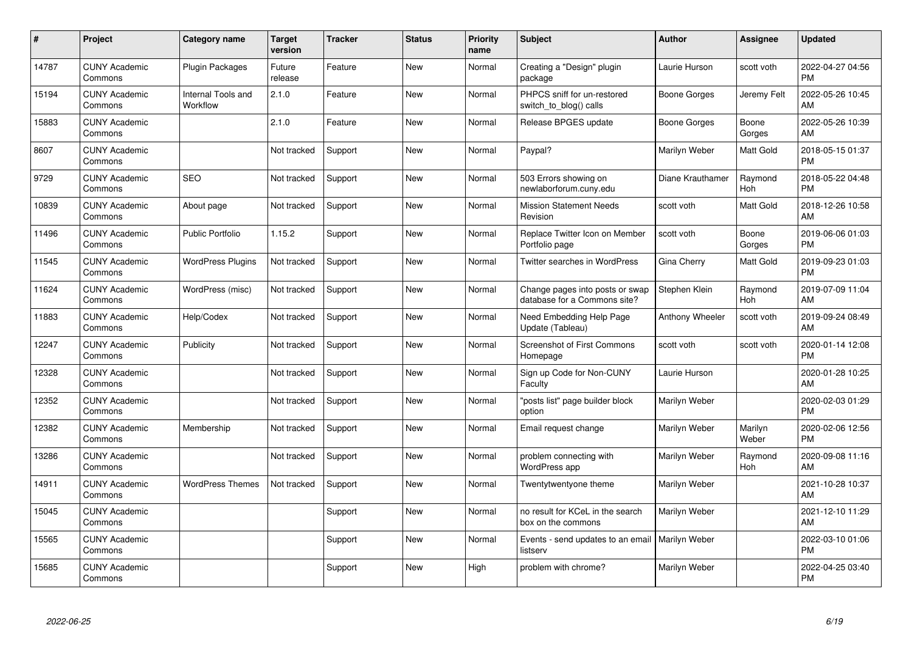| # | Project | Category name | Target version | Tracker | Status | Priority name | Subject | Author | Assignee | Updated |
|---|---|---|---|---|---|---|---|---|---|---|
| 14787 | CUNY Academic Commons | Plugin Packages | Future release | Feature | New | Normal | Creating a "Design" plugin package | Laurie Hurson | scott voth | 2022-04-27 04:56 PM |
| 15194 | CUNY Academic Commons | Internal Tools and Workflow | 2.1.0 | Feature | New | Normal | PHPCS sniff for un-restored switch_to_blog() calls | Boone Gorges | Jeremy Felt | 2022-05-26 10:45 AM |
| 15883 | CUNY Academic Commons | | 2.1.0 | Feature | New | Normal | Release BPGES update | Boone Gorges | Boone Gorges | 2022-05-26 10:39 AM |
| 8607 | CUNY Academic Commons | | Not tracked | Support | New | Normal | Paypal? | Marilyn Weber | Matt Gold | 2018-05-15 01:37 PM |
| 9729 | CUNY Academic Commons | SEO | Not tracked | Support | New | Normal | 503 Errors showing on newlaborforum.cuny.edu | Diane Krauthamer | Raymond Hoh | 2018-05-22 04:48 PM |
| 10839 | CUNY Academic Commons | About page | Not tracked | Support | New | Normal | Mission Statement Needs Revision | scott voth | Matt Gold | 2018-12-26 10:58 AM |
| 11496 | CUNY Academic Commons | Public Portfolio | 1.15.2 | Support | New | Normal | Replace Twitter Icon on Member Portfolio page | scott voth | Boone Gorges | 2019-06-06 01:03 PM |
| 11545 | CUNY Academic Commons | WordPress Plugins | Not tracked | Support | New | Normal | Twitter searches in WordPress | Gina Cherry | Matt Gold | 2019-09-23 01:03 PM |
| 11624 | CUNY Academic Commons | WordPress (misc) | Not tracked | Support | New | Normal | Change pages into posts or swap database for a Commons site? | Stephen Klein | Raymond Hoh | 2019-07-09 11:04 AM |
| 11883 | CUNY Academic Commons | Help/Codex | Not tracked | Support | New | Normal | Need Embedding Help Page Update (Tableau) | Anthony Wheeler | scott voth | 2019-09-24 08:49 AM |
| 12247 | CUNY Academic Commons | Publicity | Not tracked | Support | New | Normal | Screenshot of First Commons Homepage | scott voth | scott voth | 2020-01-14 12:08 PM |
| 12328 | CUNY Academic Commons | | Not tracked | Support | New | Normal | Sign up Code for Non-CUNY Faculty | Laurie Hurson | | 2020-01-28 10:25 AM |
| 12352 | CUNY Academic Commons | | Not tracked | Support | New | Normal | "posts list" page builder block option | Marilyn Weber | | 2020-02-03 01:29 PM |
| 12382 | CUNY Academic Commons | Membership | Not tracked | Support | New | Normal | Email request change | Marilyn Weber | Marilyn Weber | 2020-02-06 12:56 PM |
| 13286 | CUNY Academic Commons | | Not tracked | Support | New | Normal | problem connecting with WordPress app | Marilyn Weber | Raymond Hoh | 2020-09-08 11:16 AM |
| 14911 | CUNY Academic Commons | WordPress Themes | Not tracked | Support | New | Normal | Twentytwentyone theme | Marilyn Weber | | 2021-10-28 10:37 AM |
| 15045 | CUNY Academic Commons | | | Support | New | Normal | no result for KCeL in the search box on the commons | Marilyn Weber | | 2021-12-10 11:29 AM |
| 15565 | CUNY Academic Commons | | | Support | New | Normal | Events - send updates to an email listserv | Marilyn Weber | | 2022-03-10 01:06 PM |
| 15685 | CUNY Academic Commons | | | Support | New | High | problem with chrome? | Marilyn Weber | | 2022-04-25 03:40 PM |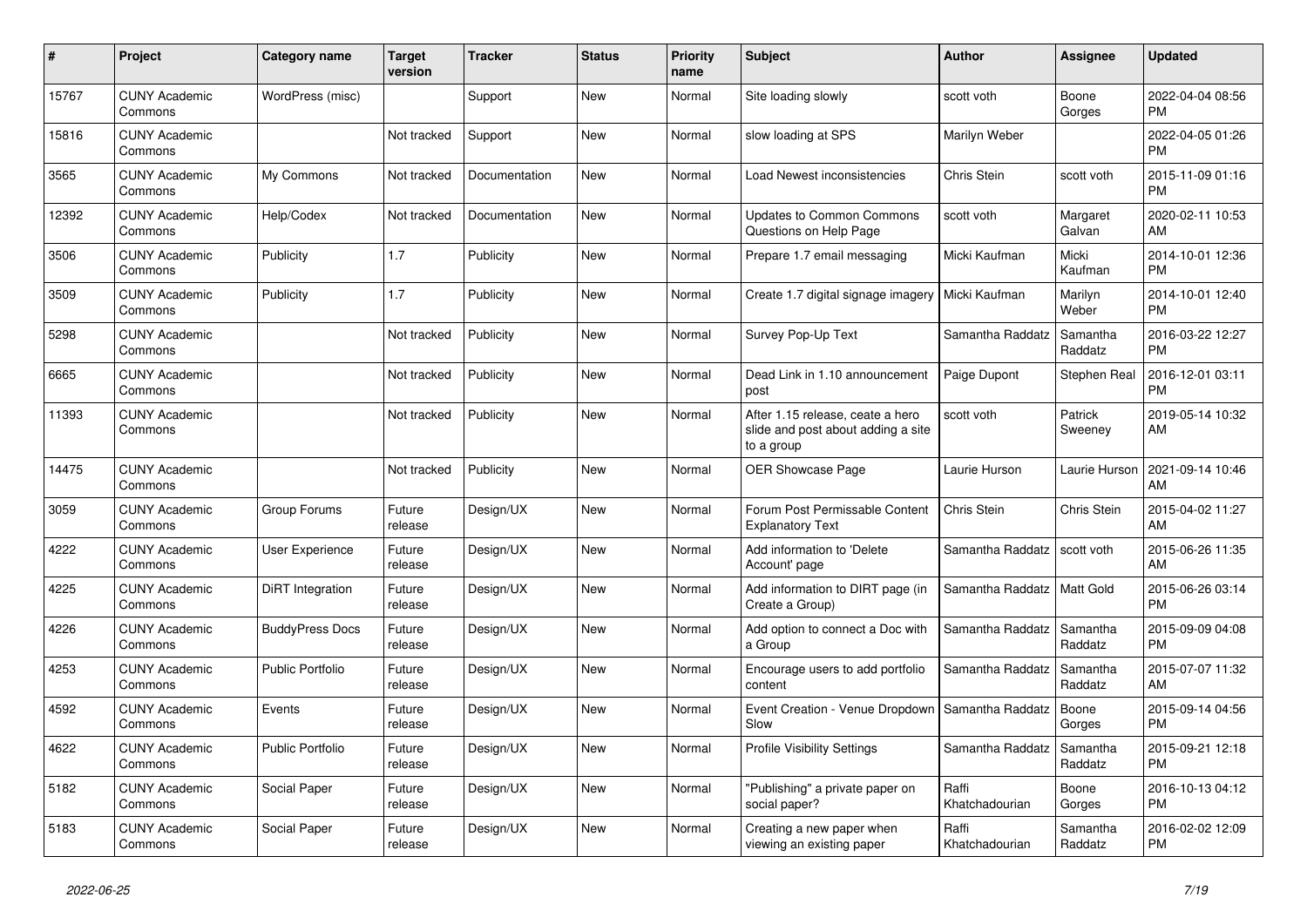| # | Project | Category name | Target version | Tracker | Status | Priority name | Subject | Author | Assignee | Updated |
|---|---|---|---|---|---|---|---|---|---|---|
| 15767 | CUNY Academic Commons | WordPress (misc) | | Support | New | Normal | Site loading slowly | scott voth | Boone Gorges | 2022-04-04 08:56 PM |
| 15816 | CUNY Academic Commons | | Not tracked | Support | New | Normal | slow loading at SPS | Marilyn Weber | | 2022-04-05 01:26 PM |
| 3565 | CUNY Academic Commons | My Commons | Not tracked | Documentation | New | Normal | Load Newest inconsistencies | Chris Stein | scott voth | 2015-11-09 01:16 PM |
| 12392 | CUNY Academic Commons | Help/Codex | Not tracked | Documentation | New | Normal | Updates to Common Commons Questions on Help Page | scott voth | Margaret Galvan | 2020-02-11 10:53 AM |
| 3506 | CUNY Academic Commons | Publicity | 1.7 | Publicity | New | Normal | Prepare 1.7 email messaging | Micki Kaufman | Micki Kaufman | 2014-10-01 12:36 PM |
| 3509 | CUNY Academic Commons | Publicity | 1.7 | Publicity | New | Normal | Create 1.7 digital signage imagery | Micki Kaufman | Marilyn Weber | 2014-10-01 12:40 PM |
| 5298 | CUNY Academic Commons | | Not tracked | Publicity | New | Normal | Survey Pop-Up Text | Samantha Raddatz | Samantha Raddatz | 2016-03-22 12:27 PM |
| 6665 | CUNY Academic Commons | | Not tracked | Publicity | New | Normal | Dead Link in 1.10 announcement post | Paige Dupont | Stephen Real | 2016-12-01 03:11 PM |
| 11393 | CUNY Academic Commons | | Not tracked | Publicity | New | Normal | After 1.15 release, ceate a hero slide and post about adding a site to a group | scott voth | Patrick Sweeney | 2019-05-14 10:32 AM |
| 14475 | CUNY Academic Commons | | Not tracked | Publicity | New | Normal | OER Showcase Page | Laurie Hurson | Laurie Hurson | 2021-09-14 10:46 AM |
| 3059 | CUNY Academic Commons | Group Forums | Future release | Design/UX | New | Normal | Forum Post Permissable Content Explanatory Text | Chris Stein | Chris Stein | 2015-04-02 11:27 AM |
| 4222 | CUNY Academic Commons | User Experience | Future release | Design/UX | New | Normal | Add information to 'Delete Account' page | Samantha Raddatz | scott voth | 2015-06-26 11:35 AM |
| 4225 | CUNY Academic Commons | DiRT Integration | Future release | Design/UX | New | Normal | Add information to DIRT page (in Create a Group) | Samantha Raddatz | Matt Gold | 2015-06-26 03:14 PM |
| 4226 | CUNY Academic Commons | BuddyPress Docs | Future release | Design/UX | New | Normal | Add option to connect a Doc with a Group | Samantha Raddatz | Samantha Raddatz | 2015-09-09 04:08 PM |
| 4253 | CUNY Academic Commons | Public Portfolio | Future release | Design/UX | New | Normal | Encourage users to add portfolio content | Samantha Raddatz | Samantha Raddatz | 2015-07-07 11:32 AM |
| 4592 | CUNY Academic Commons | Events | Future release | Design/UX | New | Normal | Event Creation - Venue Dropdown Slow | Samantha Raddatz | Boone Gorges | 2015-09-14 04:56 PM |
| 4622 | CUNY Academic Commons | Public Portfolio | Future release | Design/UX | New | Normal | Profile Visibility Settings | Samantha Raddatz | Samantha Raddatz | 2015-09-21 12:18 PM |
| 5182 | CUNY Academic Commons | Social Paper | Future release | Design/UX | New | Normal | "Publishing" a private paper on social paper? | Raffi Khatchadourian | Boone Gorges | 2016-10-13 04:12 PM |
| 5183 | CUNY Academic Commons | Social Paper | Future release | Design/UX | New | Normal | Creating a new paper when viewing an existing paper | Raffi Khatchadourian | Samantha Raddatz | 2016-02-02 12:09 PM |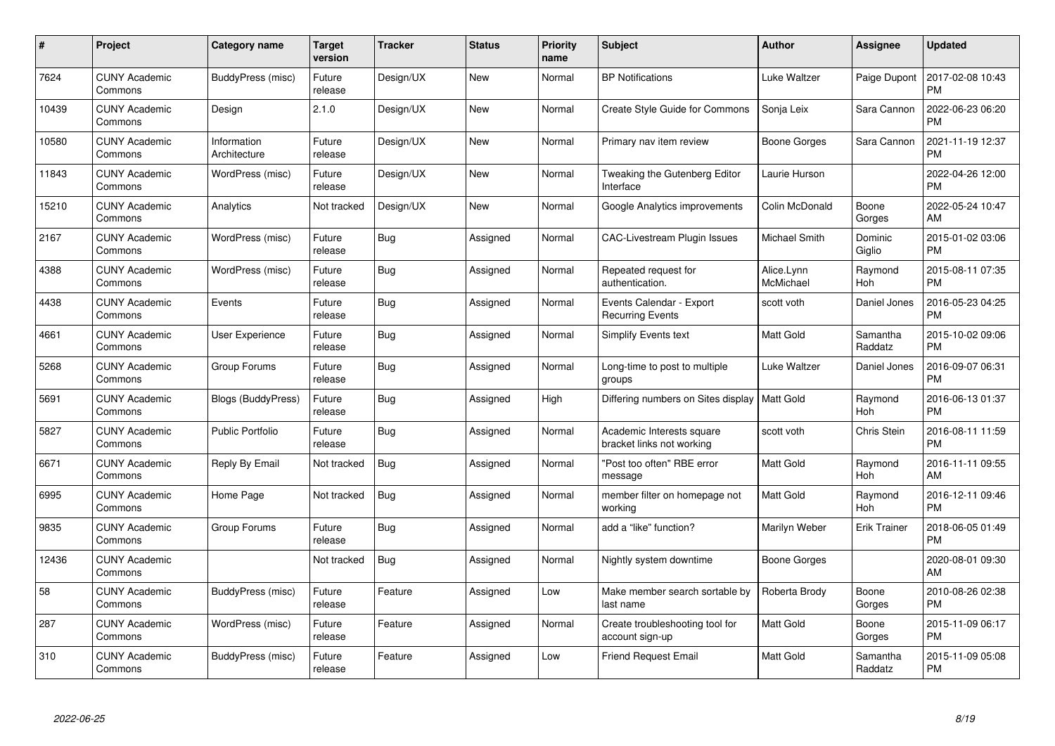| # | Project | Category name | Target version | Tracker | Status | Priority name | Subject | Author | Assignee | Updated |
|---|---|---|---|---|---|---|---|---|---|---|
| 7624 | CUNY Academic Commons | BuddyPress (misc) | Future release | Design/UX | New | Normal | BP Notifications | Luke Waltzer | Paige Dupont | 2017-02-08 10:43 PM |
| 10439 | CUNY Academic Commons | Design | 2.1.0 | Design/UX | New | Normal | Create Style Guide for Commons | Sonja Leix | Sara Cannon | 2022-06-23 06:20 PM |
| 10580 | CUNY Academic Commons | Information Architecture | Future release | Design/UX | New | Normal | Primary nav item review | Boone Gorges | Sara Cannon | 2021-11-19 12:37 PM |
| 11843 | CUNY Academic Commons | WordPress (misc) | Future release | Design/UX | New | Normal | Tweaking the Gutenberg Editor Interface | Laurie Hurson | | 2022-04-26 12:00 PM |
| 15210 | CUNY Academic Commons | Analytics | Not tracked | Design/UX | New | Normal | Google Analytics improvements | Colin McDonald | Boone Gorges | 2022-05-24 10:47 AM |
| 2167 | CUNY Academic Commons | WordPress (misc) | Future release | Bug | Assigned | Normal | CAC-Livestream Plugin Issues | Michael Smith | Dominic Giglio | 2015-01-02 03:06 PM |
| 4388 | CUNY Academic Commons | WordPress (misc) | Future release | Bug | Assigned | Normal | Repeated request for authentication. | Alice.Lynn McMichael | Raymond Hoh | 2015-08-11 07:35 PM |
| 4438 | CUNY Academic Commons | Events | Future release | Bug | Assigned | Normal | Events Calendar - Export Recurring Events | scott voth | Daniel Jones | 2016-05-23 04:25 PM |
| 4661 | CUNY Academic Commons | User Experience | Future release | Bug | Assigned | Normal | Simplify Events text | Matt Gold | Samantha Raddatz | 2015-10-02 09:06 PM |
| 5268 | CUNY Academic Commons | Group Forums | Future release | Bug | Assigned | Normal | Long-time to post to multiple groups | Luke Waltzer | Daniel Jones | 2016-09-07 06:31 PM |
| 5691 | CUNY Academic Commons | Blogs (BuddyPress) | Future release | Bug | Assigned | High | Differing numbers on Sites display | Matt Gold | Raymond Hoh | 2016-06-13 01:37 PM |
| 5827 | CUNY Academic Commons | Public Portfolio | Future release | Bug | Assigned | Normal | Academic Interests square bracket links not working | scott voth | Chris Stein | 2016-08-11 11:59 PM |
| 6671 | CUNY Academic Commons | Reply By Email | Not tracked | Bug | Assigned | Normal | "Post too often" RBE error message | Matt Gold | Raymond Hoh | 2016-11-11 09:55 AM |
| 6995 | CUNY Academic Commons | Home Page | Not tracked | Bug | Assigned | Normal | member filter on homepage not working | Matt Gold | Raymond Hoh | 2016-12-11 09:46 PM |
| 9835 | CUNY Academic Commons | Group Forums | Future release | Bug | Assigned | Normal | add a "like" function? | Marilyn Weber | Erik Trainer | 2018-06-05 01:49 PM |
| 12436 | CUNY Academic Commons | | Not tracked | Bug | Assigned | Normal | Nightly system downtime | Boone Gorges | | 2020-08-01 09:30 AM |
| 58 | CUNY Academic Commons | BuddyPress (misc) | Future release | Feature | Assigned | Low | Make member search sortable by last name | Roberta Brody | Boone Gorges | 2010-08-26 02:38 PM |
| 287 | CUNY Academic Commons | WordPress (misc) | Future release | Feature | Assigned | Normal | Create troubleshooting tool for account sign-up | Matt Gold | Boone Gorges | 2015-11-09 06:17 PM |
| 310 | CUNY Academic Commons | BuddyPress (misc) | Future release | Feature | Assigned | Low | Friend Request Email | Matt Gold | Samantha Raddatz | 2015-11-09 05:08 PM |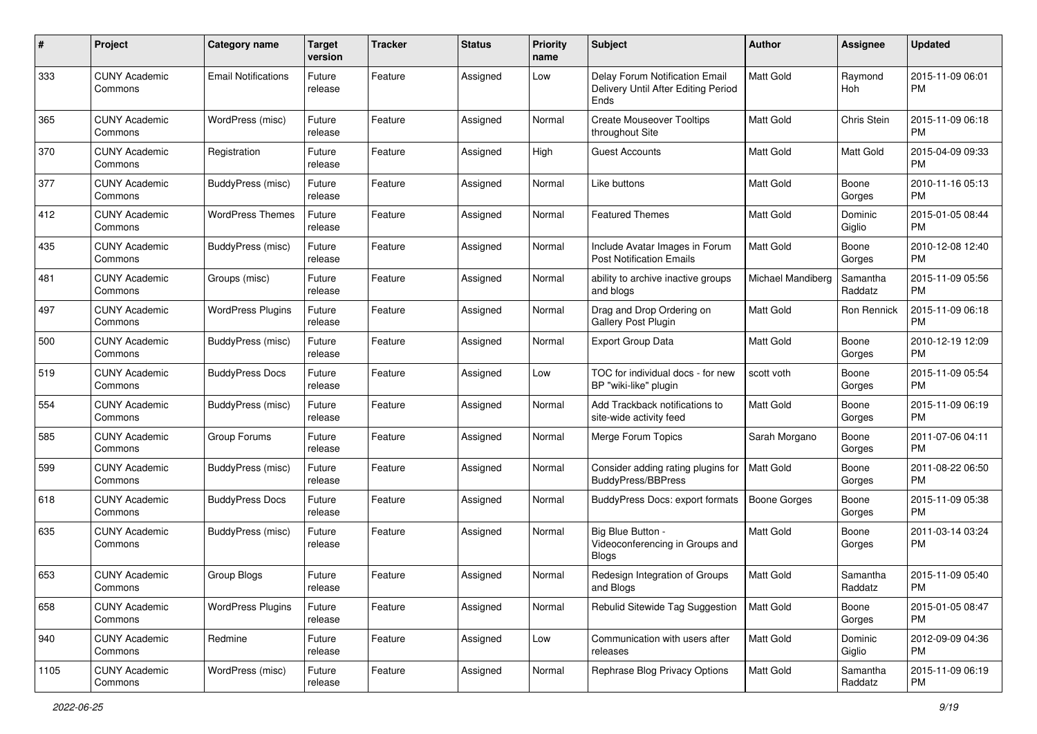| # | Project | Category name | Target version | Tracker | Status | Priority name | Subject | Author | Assignee | Updated |
|---|---|---|---|---|---|---|---|---|---|---|
| 333 | CUNY Academic Commons | Email Notifications | Future release | Feature | Assigned | Low | Delay Forum Notification Email Delivery Until After Editing Period Ends | Matt Gold | Raymond Hoh | 2015-11-09 06:01 PM |
| 365 | CUNY Academic Commons | WordPress (misc) | Future release | Feature | Assigned | Normal | Create Mouseover Tooltips throughout Site | Matt Gold | Chris Stein | 2015-11-09 06:18 PM |
| 370 | CUNY Academic Commons | Registration | Future release | Feature | Assigned | High | Guest Accounts | Matt Gold | Matt Gold | 2015-04-09 09:33 PM |
| 377 | CUNY Academic Commons | BuddyPress (misc) | Future release | Feature | Assigned | Normal | Like buttons | Matt Gold | Boone Gorges | 2010-11-16 05:13 PM |
| 412 | CUNY Academic Commons | WordPress Themes | Future release | Feature | Assigned | Normal | Featured Themes | Matt Gold | Dominic Giglio | 2015-01-05 08:44 PM |
| 435 | CUNY Academic Commons | BuddyPress (misc) | Future release | Feature | Assigned | Normal | Include Avatar Images in Forum Post Notification Emails | Matt Gold | Boone Gorges | 2010-12-08 12:40 PM |
| 481 | CUNY Academic Commons | Groups (misc) | Future release | Feature | Assigned | Normal | ability to archive inactive groups and blogs | Michael Mandiberg | Samantha Raddatz | 2015-11-09 05:56 PM |
| 497 | CUNY Academic Commons | WordPress Plugins | Future release | Feature | Assigned | Normal | Drag and Drop Ordering on Gallery Post Plugin | Matt Gold | Ron Rennick | 2015-11-09 06:18 PM |
| 500 | CUNY Academic Commons | BuddyPress (misc) | Future release | Feature | Assigned | Normal | Export Group Data | Matt Gold | Boone Gorges | 2010-12-19 12:09 PM |
| 519 | CUNY Academic Commons | BuddyPress Docs | Future release | Feature | Assigned | Low | TOC for individual docs - for new BP "wiki-like" plugin | scott voth | Boone Gorges | 2015-11-09 05:54 PM |
| 554 | CUNY Academic Commons | BuddyPress (misc) | Future release | Feature | Assigned | Normal | Add Trackback notifications to site-wide activity feed | Matt Gold | Boone Gorges | 2015-11-09 06:19 PM |
| 585 | CUNY Academic Commons | Group Forums | Future release | Feature | Assigned | Normal | Merge Forum Topics | Sarah Morgano | Boone Gorges | 2011-07-06 04:11 PM |
| 599 | CUNY Academic Commons | BuddyPress (misc) | Future release | Feature | Assigned | Normal | Consider adding rating plugins for BuddyPress/BBPress | Matt Gold | Boone Gorges | 2011-08-22 06:50 PM |
| 618 | CUNY Academic Commons | BuddyPress Docs | Future release | Feature | Assigned | Normal | BuddyPress Docs: export formats | Boone Gorges | Boone Gorges | 2015-11-09 05:38 PM |
| 635 | CUNY Academic Commons | BuddyPress (misc) | Future release | Feature | Assigned | Normal | Big Blue Button - Videoconferencing in Groups and Blogs | Matt Gold | Boone Gorges | 2011-03-14 03:24 PM |
| 653 | CUNY Academic Commons | Group Blogs | Future release | Feature | Assigned | Normal | Redesign Integration of Groups and Blogs | Matt Gold | Samantha Raddatz | 2015-11-09 05:40 PM |
| 658 | CUNY Academic Commons | WordPress Plugins | Future release | Feature | Assigned | Normal | Rebulid Sitewide Tag Suggestion | Matt Gold | Boone Gorges | 2015-01-05 08:47 PM |
| 940 | CUNY Academic Commons | Redmine | Future release | Feature | Assigned | Low | Communication with users after releases | Matt Gold | Dominic Giglio | 2012-09-09 04:36 PM |
| 1105 | CUNY Academic Commons | WordPress (misc) | Future release | Feature | Assigned | Normal | Rephrase Blog Privacy Options | Matt Gold | Samantha Raddatz | 2015-11-09 06:19 PM |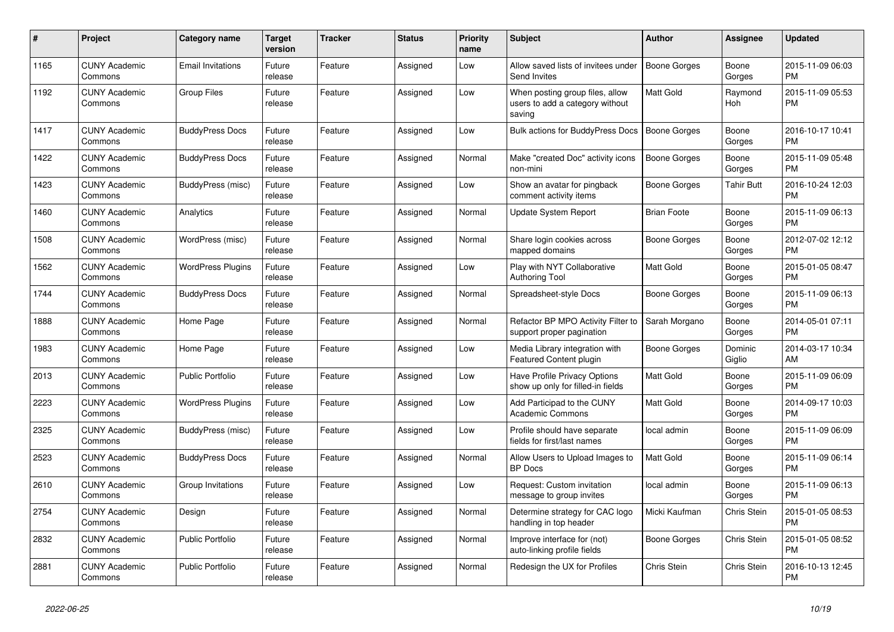| # | Project | Category name | Target version | Tracker | Status | Priority name | Subject | Author | Assignee | Updated |
|---|---|---|---|---|---|---|---|---|---|---|
| 1165 | CUNY Academic Commons | Email Invitations | Future release | Feature | Assigned | Low | Allow saved lists of invitees under Send Invites | Boone Gorges | Boone Gorges | 2015-11-09 06:03 PM |
| 1192 | CUNY Academic Commons | Group Files | Future release | Feature | Assigned | Low | When posting group files, allow users to add a category without saving | Matt Gold | Raymond Hoh | 2015-11-09 05:53 PM |
| 1417 | CUNY Academic Commons | BuddyPress Docs | Future release | Feature | Assigned | Low | Bulk actions for BuddyPress Docs | Boone Gorges | Boone Gorges | 2016-10-17 10:41 PM |
| 1422 | CUNY Academic Commons | BuddyPress Docs | Future release | Feature | Assigned | Normal | Make "created Doc" activity icons non-mini | Boone Gorges | Boone Gorges | 2015-11-09 05:48 PM |
| 1423 | CUNY Academic Commons | BuddyPress (misc) | Future release | Feature | Assigned | Low | Show an avatar for pingback comment activity items | Boone Gorges | Tahir Butt | 2016-10-24 12:03 PM |
| 1460 | CUNY Academic Commons | Analytics | Future release | Feature | Assigned | Normal | Update System Report | Brian Foote | Boone Gorges | 2015-11-09 06:13 PM |
| 1508 | CUNY Academic Commons | WordPress (misc) | Future release | Feature | Assigned | Normal | Share login cookies across mapped domains | Boone Gorges | Boone Gorges | 2012-07-02 12:12 PM |
| 1562 | CUNY Academic Commons | WordPress Plugins | Future release | Feature | Assigned | Low | Play with NYT Collaborative Authoring Tool | Matt Gold | Boone Gorges | 2015-01-05 08:47 PM |
| 1744 | CUNY Academic Commons | BuddyPress Docs | Future release | Feature | Assigned | Normal | Spreadsheet-style Docs | Boone Gorges | Boone Gorges | 2015-11-09 06:13 PM |
| 1888 | CUNY Academic Commons | Home Page | Future release | Feature | Assigned | Normal | Refactor BP MPO Activity Filter to support proper pagination | Sarah Morgano | Boone Gorges | 2014-05-01 07:11 PM |
| 1983 | CUNY Academic Commons | Home Page | Future release | Feature | Assigned | Low | Media Library integration with Featured Content plugin | Boone Gorges | Dominic Giglio | 2014-03-17 10:34 AM |
| 2013 | CUNY Academic Commons | Public Portfolio | Future release | Feature | Assigned | Low | Have Profile Privacy Options show up only for filled-in fields | Matt Gold | Boone Gorges | 2015-11-09 06:09 PM |
| 2223 | CUNY Academic Commons | WordPress Plugins | Future release | Feature | Assigned | Low | Add Participad to the CUNY Academic Commons | Matt Gold | Boone Gorges | 2014-09-17 10:03 PM |
| 2325 | CUNY Academic Commons | BuddyPress (misc) | Future release | Feature | Assigned | Low | Profile should have separate fields for first/last names | local admin | Boone Gorges | 2015-11-09 06:09 PM |
| 2523 | CUNY Academic Commons | BuddyPress Docs | Future release | Feature | Assigned | Normal | Allow Users to Upload Images to BP Docs | Matt Gold | Boone Gorges | 2015-11-09 06:14 PM |
| 2610 | CUNY Academic Commons | Group Invitations | Future release | Feature | Assigned | Low | Request: Custom invitation message to group invites | local admin | Boone Gorges | 2015-11-09 06:13 PM |
| 2754 | CUNY Academic Commons | Design | Future release | Feature | Assigned | Normal | Determine strategy for CAC logo handling in top header | Micki Kaufman | Chris Stein | 2015-01-05 08:53 PM |
| 2832 | CUNY Academic Commons | Public Portfolio | Future release | Feature | Assigned | Normal | Improve interface for (not) auto-linking profile fields | Boone Gorges | Chris Stein | 2015-01-05 08:52 PM |
| 2881 | CUNY Academic Commons | Public Portfolio | Future release | Feature | Assigned | Normal | Redesign the UX for Profiles | Chris Stein | Chris Stein | 2016-10-13 12:45 PM |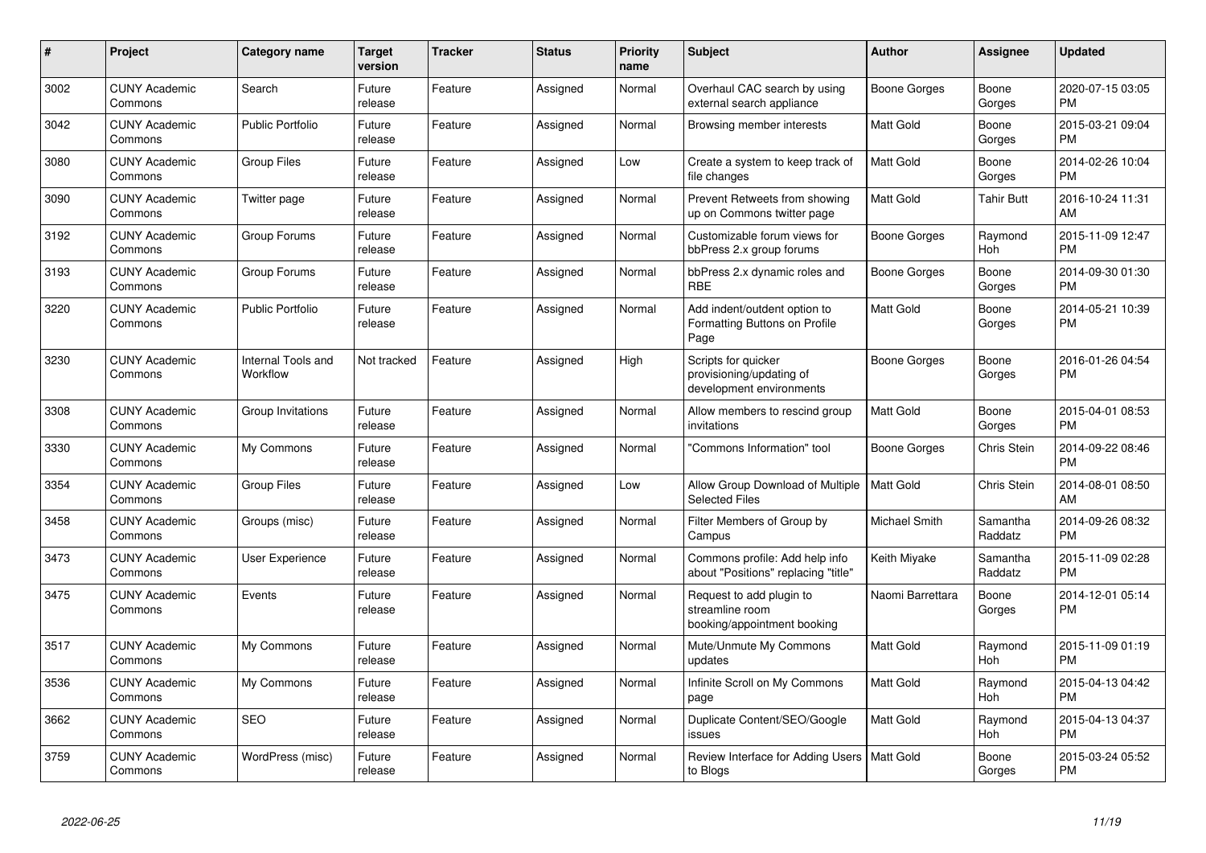| # | Project | Category name | Target version | Tracker | Status | Priority name | Subject | Author | Assignee | Updated |
|---|---|---|---|---|---|---|---|---|---|---|
| 3002 | CUNY Academic Commons | Search | Future release | Feature | Assigned | Normal | Overhaul CAC search by using external search appliance | Boone Gorges | Boone Gorges | 2020-07-15 03:05 PM |
| 3042 | CUNY Academic Commons | Public Portfolio | Future release | Feature | Assigned | Normal | Browsing member interests | Matt Gold | Boone Gorges | 2015-03-21 09:04 PM |
| 3080 | CUNY Academic Commons | Group Files | Future release | Feature | Assigned | Low | Create a system to keep track of file changes | Matt Gold | Boone Gorges | 2014-02-26 10:04 PM |
| 3090 | CUNY Academic Commons | Twitter page | Future release | Feature | Assigned | Normal | Prevent Retweets from showing up on Commons twitter page | Matt Gold | Tahir Butt | 2016-10-24 11:31 AM |
| 3192 | CUNY Academic Commons | Group Forums | Future release | Feature | Assigned | Normal | Customizable forum views for bbPress 2.x group forums | Boone Gorges | Raymond Hoh | 2015-11-09 12:47 PM |
| 3193 | CUNY Academic Commons | Group Forums | Future release | Feature | Assigned | Normal | bbPress 2.x dynamic roles and RBE | Boone Gorges | Boone Gorges | 2014-09-30 01:30 PM |
| 3220 | CUNY Academic Commons | Public Portfolio | Future release | Feature | Assigned | Normal | Add indent/outdent option to Formatting Buttons on Profile Page | Matt Gold | Boone Gorges | 2014-05-21 10:39 PM |
| 3230 | CUNY Academic Commons | Internal Tools and Workflow | Not tracked | Feature | Assigned | High | Scripts for quicker provisioning/updating of development environments | Boone Gorges | Boone Gorges | 2016-01-26 04:54 PM |
| 3308 | CUNY Academic Commons | Group Invitations | Future release | Feature | Assigned | Normal | Allow members to rescind group invitations | Matt Gold | Boone Gorges | 2015-04-01 08:53 PM |
| 3330 | CUNY Academic Commons | My Commons | Future release | Feature | Assigned | Normal | "Commons Information" tool | Boone Gorges | Chris Stein | 2014-09-22 08:46 PM |
| 3354 | CUNY Academic Commons | Group Files | Future release | Feature | Assigned | Low | Allow Group Download of Multiple Selected Files | Matt Gold | Chris Stein | 2014-08-01 08:50 AM |
| 3458 | CUNY Academic Commons | Groups (misc) | Future release | Feature | Assigned | Normal | Filter Members of Group by Campus | Michael Smith | Samantha Raddatz | 2014-09-26 08:32 PM |
| 3473 | CUNY Academic Commons | User Experience | Future release | Feature | Assigned | Normal | Commons profile: Add help info about "Positions" replacing "title" | Keith Miyake | Samantha Raddatz | 2015-11-09 02:28 PM |
| 3475 | CUNY Academic Commons | Events | Future release | Feature | Assigned | Normal | Request to add plugin to streamline room booking/appointment booking | Naomi Barrettara | Boone Gorges | 2014-12-01 05:14 PM |
| 3517 | CUNY Academic Commons | My Commons | Future release | Feature | Assigned | Normal | Mute/Unmute My Commons updates | Matt Gold | Raymond Hoh | 2015-11-09 01:19 PM |
| 3536 | CUNY Academic Commons | My Commons | Future release | Feature | Assigned | Normal | Infinite Scroll on My Commons page | Matt Gold | Raymond Hoh | 2015-04-13 04:42 PM |
| 3662 | CUNY Academic Commons | SEO | Future release | Feature | Assigned | Normal | Duplicate Content/SEO/Google issues | Matt Gold | Raymond Hoh | 2015-04-13 04:37 PM |
| 3759 | CUNY Academic Commons | WordPress (misc) | Future release | Feature | Assigned | Normal | Review Interface for Adding Users to Blogs | Matt Gold | Boone Gorges | 2015-03-24 05:52 PM |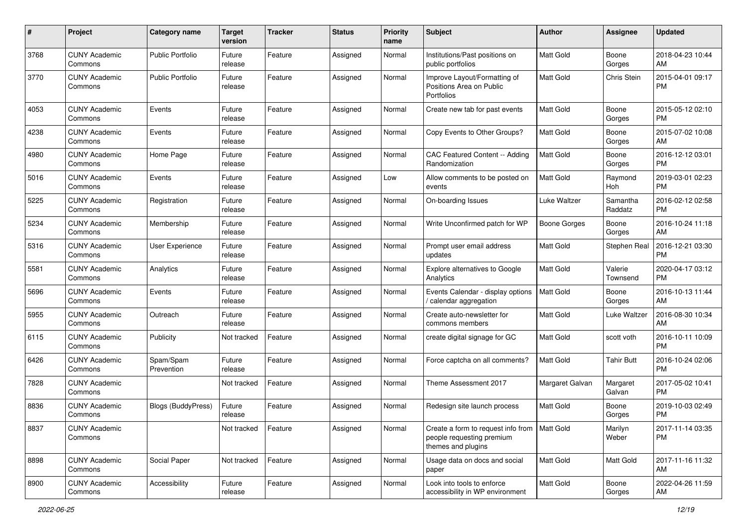| # | Project | Category name | Target version | Tracker | Status | Priority name | Subject | Author | Assignee | Updated |
|---|---|---|---|---|---|---|---|---|---|---|
| 3768 | CUNY Academic Commons | Public Portfolio | Future release | Feature | Assigned | Normal | Institutions/Past positions on public portfolios | Matt Gold | Boone Gorges | 2018-04-23 10:44 AM |
| 3770 | CUNY Academic Commons | Public Portfolio | Future release | Feature | Assigned | Normal | Improve Layout/Formatting of Positions Area on Public Portfolios | Matt Gold | Chris Stein | 2015-04-01 09:17 PM |
| 4053 | CUNY Academic Commons | Events | Future release | Feature | Assigned | Normal | Create new tab for past events | Matt Gold | Boone Gorges | 2015-05-12 02:10 PM |
| 4238 | CUNY Academic Commons | Events | Future release | Feature | Assigned | Normal | Copy Events to Other Groups? | Matt Gold | Boone Gorges | 2015-07-02 10:08 AM |
| 4980 | CUNY Academic Commons | Home Page | Future release | Feature | Assigned | Normal | CAC Featured Content -- Adding Randomization | Matt Gold | Boone Gorges | 2016-12-12 03:01 PM |
| 5016 | CUNY Academic Commons | Events | Future release | Feature | Assigned | Low | Allow comments to be posted on events | Matt Gold | Raymond Hoh | 2019-03-01 02:23 PM |
| 5225 | CUNY Academic Commons | Registration | Future release | Feature | Assigned | Normal | On-boarding Issues | Luke Waltzer | Samantha Raddatz | 2016-02-12 02:58 PM |
| 5234 | CUNY Academic Commons | Membership | Future release | Feature | Assigned | Normal | Write Unconfirmed patch for WP | Boone Gorges | Boone Gorges | 2016-10-24 11:18 AM |
| 5316 | CUNY Academic Commons | User Experience | Future release | Feature | Assigned | Normal | Prompt user email address updates | Matt Gold | Stephen Real | 2016-12-21 03:30 PM |
| 5581 | CUNY Academic Commons | Analytics | Future release | Feature | Assigned | Normal | Explore alternatives to Google Analytics | Matt Gold | Valerie Townsend | 2020-04-17 03:12 PM |
| 5696 | CUNY Academic Commons | Events | Future release | Feature | Assigned | Normal | Events Calendar - display options / calendar aggregation | Matt Gold | Boone Gorges | 2016-10-13 11:44 AM |
| 5955 | CUNY Academic Commons | Outreach | Future release | Feature | Assigned | Normal | Create auto-newsletter for commons members | Matt Gold | Luke Waltzer | 2016-08-30 10:34 AM |
| 6115 | CUNY Academic Commons | Publicity | Not tracked | Feature | Assigned | Normal | create digital signage for GC | Matt Gold | scott voth | 2016-10-11 10:09 PM |
| 6426 | CUNY Academic Commons | Spam/Spam Prevention | Future release | Feature | Assigned | Normal | Force captcha on all comments? | Matt Gold | Tahir Butt | 2016-10-24 02:06 PM |
| 7828 | CUNY Academic Commons | | Not tracked | Feature | Assigned | Normal | Theme Assessment 2017 | Margaret Galvan | Margaret Galvan | 2017-05-02 10:41 PM |
| 8836 | CUNY Academic Commons | Blogs (BuddyPress) | Future release | Feature | Assigned | Normal | Redesign site launch process | Matt Gold | Boone Gorges | 2019-10-03 02:49 PM |
| 8837 | CUNY Academic Commons | | Not tracked | Feature | Assigned | Normal | Create a form to request info from people requesting premium themes and plugins | Matt Gold | Marilyn Weber | 2017-11-14 03:35 PM |
| 8898 | CUNY Academic Commons | Social Paper | Not tracked | Feature | Assigned | Normal | Usage data on docs and social paper | Matt Gold | Matt Gold | 2017-11-16 11:32 AM |
| 8900 | CUNY Academic Commons | Accessibility | Future release | Feature | Assigned | Normal | Look into tools to enforce accessibility in WP environment | Matt Gold | Boone Gorges | 2022-04-26 11:59 AM |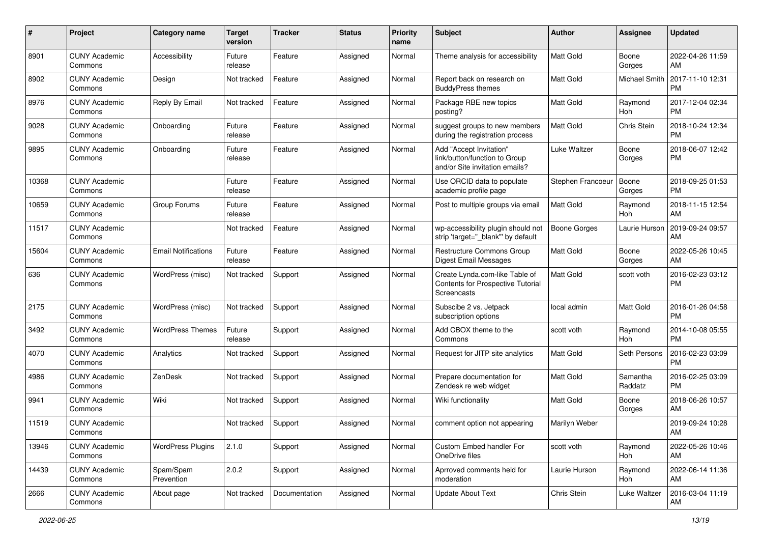| # | Project | Category name | Target version | Tracker | Status | Priority name | Subject | Author | Assignee | Updated |
|---|---|---|---|---|---|---|---|---|---|---|
| 8901 | CUNY Academic Commons | Accessibility | Future release | Feature | Assigned | Normal | Theme analysis for accessibility | Matt Gold | Boone Gorges | 2022-04-26 11:59 AM |
| 8902 | CUNY Academic Commons | Design | Not tracked | Feature | Assigned | Normal | Report back on research on BuddyPress themes | Matt Gold | Michael Smith | 2017-11-10 12:31 PM |
| 8976 | CUNY Academic Commons | Reply By Email | Not tracked | Feature | Assigned | Normal | Package RBE new topics posting? | Matt Gold | Raymond Hoh | 2017-12-04 02:34 PM |
| 9028 | CUNY Academic Commons | Onboarding | Future release | Feature | Assigned | Normal | suggest groups to new members during the registration process | Matt Gold | Chris Stein | 2018-10-24 12:34 PM |
| 9895 | CUNY Academic Commons | Onboarding | Future release | Feature | Assigned | Normal | Add "Accept Invitation" link/button/function to Group and/or Site invitation emails? | Luke Waltzer | Boone Gorges | 2018-06-07 12:42 PM |
| 10368 | CUNY Academic Commons | | Future release | Feature | Assigned | Normal | Use ORCID data to populate academic profile page | Stephen Francoeur | Boone Gorges | 2018-09-25 01:53 PM |
| 10659 | CUNY Academic Commons | Group Forums | Future release | Feature | Assigned | Normal | Post to multiple groups via email | Matt Gold | Raymond Hoh | 2018-11-15 12:54 AM |
| 11517 | CUNY Academic Commons | | Not tracked | Feature | Assigned | Normal | wp-accessibility plugin should not strip 'target="_blank"' by default | Boone Gorges | Laurie Hurson | 2019-09-24 09:57 AM |
| 15604 | CUNY Academic Commons | Email Notifications | Future release | Feature | Assigned | Normal | Restructure Commons Group Digest Email Messages | Matt Gold | Boone Gorges | 2022-05-26 10:45 AM |
| 636 | CUNY Academic Commons | WordPress (misc) | Not tracked | Support | Assigned | Normal | Create Lynda.com-like Table of Contents for Prospective Tutorial Screencasts | Matt Gold | scott voth | 2016-02-23 03:12 PM |
| 2175 | CUNY Academic Commons | WordPress (misc) | Not tracked | Support | Assigned | Normal | Subscibe 2 vs. Jetpack subscription options | local admin | Matt Gold | 2016-01-26 04:58 PM |
| 3492 | CUNY Academic Commons | WordPress Themes | Future release | Support | Assigned | Normal | Add CBOX theme to the Commons | scott voth | Raymond Hoh | 2014-10-08 05:55 PM |
| 4070 | CUNY Academic Commons | Analytics | Not tracked | Support | Assigned | Normal | Request for JITP site analytics | Matt Gold | Seth Persons | 2016-02-23 03:09 PM |
| 4986 | CUNY Academic Commons | ZenDesk | Not tracked | Support | Assigned | Normal | Prepare documentation for Zendesk re web widget | Matt Gold | Samantha Raddatz | 2016-02-25 03:09 PM |
| 9941 | CUNY Academic Commons | Wiki | Not tracked | Support | Assigned | Normal | Wiki functionality | Matt Gold | Boone Gorges | 2018-06-26 10:57 AM |
| 11519 | CUNY Academic Commons | | Not tracked | Support | Assigned | Normal | comment option not appearing | Marilyn Weber | | 2019-09-24 10:28 AM |
| 13946 | CUNY Academic Commons | WordPress Plugins | 2.1.0 | Support | Assigned | Normal | Custom Embed handler For OneDrive files | scott voth | Raymond Hoh | 2022-05-26 10:46 AM |
| 14439 | CUNY Academic Commons | Spam/Spam Prevention | 2.0.2 | Support | Assigned | Normal | Aprroved comments held for moderation | Laurie Hurson | Raymond Hoh | 2022-06-14 11:36 AM |
| 2666 | CUNY Academic Commons | About page | Not tracked | Documentation | Assigned | Normal | Update About Text | Chris Stein | Luke Waltzer | 2016-03-04 11:19 AM |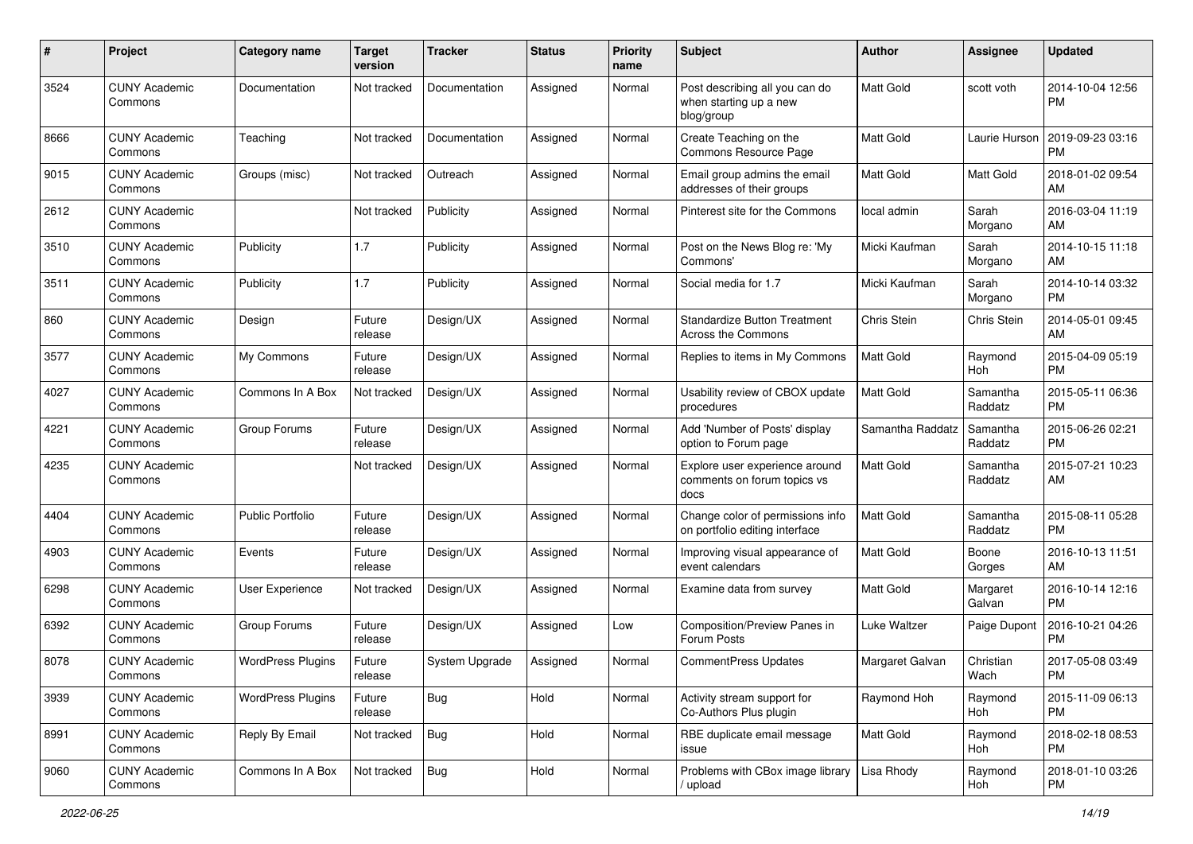| # | Project | Category name | Target version | Tracker | Status | Priority name | Subject | Author | Assignee | Updated |
|---|---|---|---|---|---|---|---|---|---|---|
| 3524 | CUNY Academic Commons | Documentation | Not tracked | Documentation | Assigned | Normal | Post describing all you can do when starting up a new blog/group | Matt Gold | scott voth | 2014-10-04 12:56 PM |
| 8666 | CUNY Academic Commons | Teaching | Not tracked | Documentation | Assigned | Normal | Create Teaching on the Commons Resource Page | Matt Gold | Laurie Hurson | 2019-09-23 03:16 PM |
| 9015 | CUNY Academic Commons | Groups (misc) | Not tracked | Outreach | Assigned | Normal | Email group admins the email addresses of their groups | Matt Gold | Matt Gold | 2018-01-02 09:54 AM |
| 2612 | CUNY Academic Commons | | Not tracked | Publicity | Assigned | Normal | Pinterest site for the Commons | local admin | Sarah Morgano | 2016-03-04 11:19 AM |
| 3510 | CUNY Academic Commons | Publicity | 1.7 | Publicity | Assigned | Normal | Post on the News Blog re: 'My Commons' | Micki Kaufman | Sarah Morgano | 2014-10-15 11:18 AM |
| 3511 | CUNY Academic Commons | Publicity | 1.7 | Publicity | Assigned | Normal | Social media for 1.7 | Micki Kaufman | Sarah Morgano | 2014-10-14 03:32 PM |
| 860 | CUNY Academic Commons | Design | Future release | Design/UX | Assigned | Normal | Standardize Button Treatment Across the Commons | Chris Stein | Chris Stein | 2014-05-01 09:45 AM |
| 3577 | CUNY Academic Commons | My Commons | Future release | Design/UX | Assigned | Normal | Replies to items in My Commons | Matt Gold | Raymond Hoh | 2015-04-09 05:19 PM |
| 4027 | CUNY Academic Commons | Commons In A Box | Not tracked | Design/UX | Assigned | Normal | Usability review of CBOX update procedures | Matt Gold | Samantha Raddatz | 2015-05-11 06:36 PM |
| 4221 | CUNY Academic Commons | Group Forums | Future release | Design/UX | Assigned | Normal | Add 'Number of Posts' display option to Forum page | Samantha Raddatz | Samantha Raddatz | 2015-06-26 02:21 PM |
| 4235 | CUNY Academic Commons | | Not tracked | Design/UX | Assigned | Normal | Explore user experience around comments on forum topics vs docs | Matt Gold | Samantha Raddatz | 2015-07-21 10:23 AM |
| 4404 | CUNY Academic Commons | Public Portfolio | Future release | Design/UX | Assigned | Normal | Change color of permissions info on portfolio editing interface | Matt Gold | Samantha Raddatz | 2015-08-11 05:28 PM |
| 4903 | CUNY Academic Commons | Events | Future release | Design/UX | Assigned | Normal | Improving visual appearance of event calendars | Matt Gold | Boone Gorges | 2016-10-13 11:51 AM |
| 6298 | CUNY Academic Commons | User Experience | Not tracked | Design/UX | Assigned | Normal | Examine data from survey | Matt Gold | Margaret Galvan | 2016-10-14 12:16 PM |
| 6392 | CUNY Academic Commons | Group Forums | Future release | Design/UX | Assigned | Low | Composition/Preview Panes in Forum Posts | Luke Waltzer | Paige Dupont | 2016-10-21 04:26 PM |
| 8078 | CUNY Academic Commons | WordPress Plugins | Future release | System Upgrade | Assigned | Normal | CommentPress Updates | Margaret Galvan | Christian Wach | 2017-05-08 03:49 PM |
| 3939 | CUNY Academic Commons | WordPress Plugins | Future release | Bug | Hold | Normal | Activity stream support for Co-Authors Plus plugin | Raymond Hoh | Raymond Hoh | 2015-11-09 06:13 PM |
| 8991 | CUNY Academic Commons | Reply By Email | Not tracked | Bug | Hold | Normal | RBE duplicate email message issue | Matt Gold | Raymond Hoh | 2018-02-18 08:53 PM |
| 9060 | CUNY Academic Commons | Commons In A Box | Not tracked | Bug | Hold | Normal | Problems with CBox image library / upload | Lisa Rhody | Raymond Hoh | 2018-01-10 03:26 PM |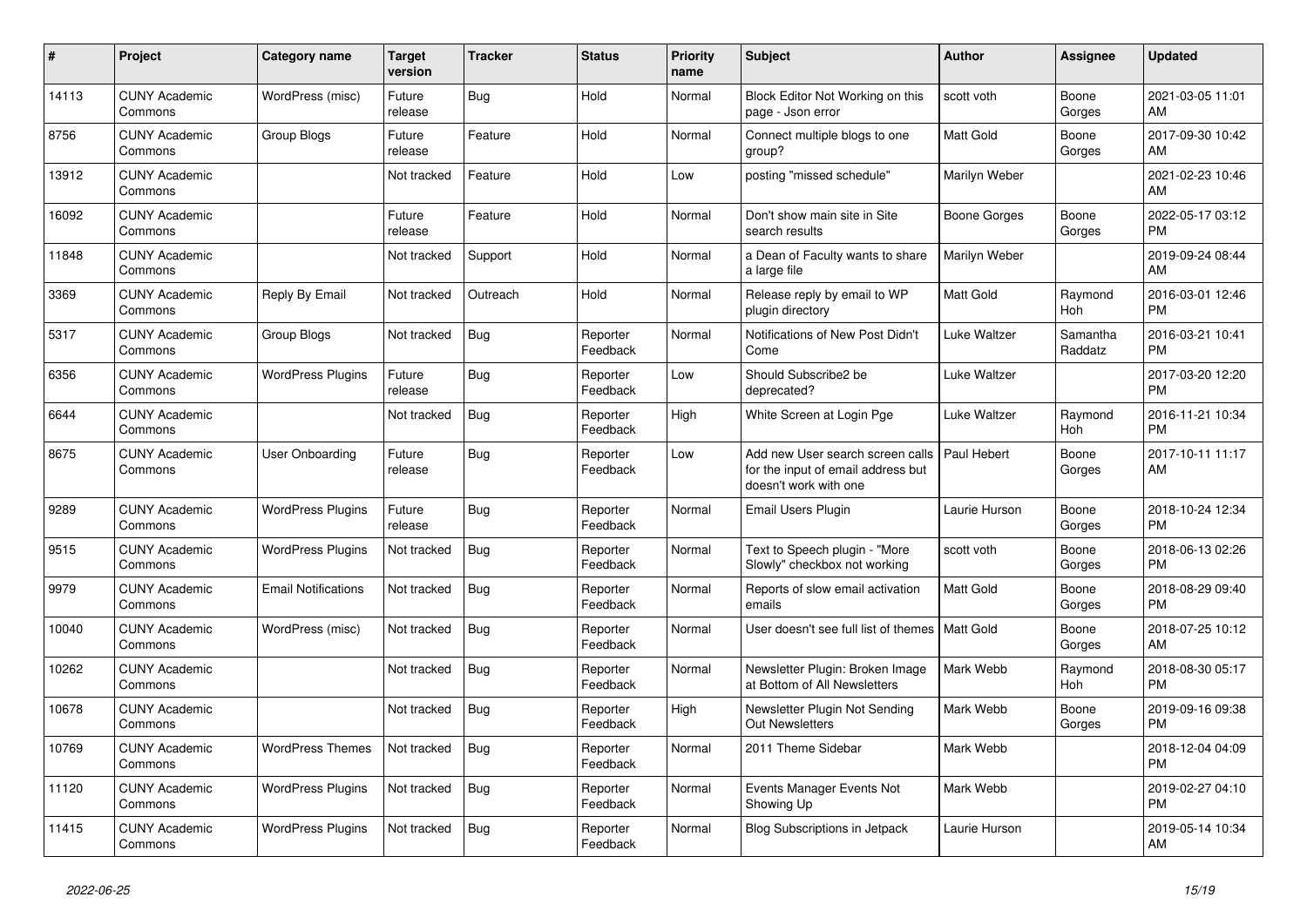| # | Project | Category name | Target version | Tracker | Status | Priority name | Subject | Author | Assignee | Updated |
|---|---|---|---|---|---|---|---|---|---|---|
| 14113 | CUNY Academic Commons | WordPress (misc) | Future release | Bug | Hold | Normal | Block Editor Not Working on this page - Json error | scott voth | Boone Gorges | 2021-03-05 11:01 AM |
| 8756 | CUNY Academic Commons | Group Blogs | Future release | Feature | Hold | Normal | Connect multiple blogs to one group? | Matt Gold | Boone Gorges | 2017-09-30 10:42 AM |
| 13912 | CUNY Academic Commons | | Not tracked | Feature | Hold | Low | posting "missed schedule" | Marilyn Weber | | 2021-02-23 10:46 AM |
| 16092 | CUNY Academic Commons | | Future release | Feature | Hold | Normal | Don't show main site in Site search results | Boone Gorges | Boone Gorges | 2022-05-17 03:12 PM |
| 11848 | CUNY Academic Commons | | Not tracked | Support | Hold | Normal | a Dean of Faculty wants to share a large file | Marilyn Weber | | 2019-09-24 08:44 AM |
| 3369 | CUNY Academic Commons | Reply By Email | Not tracked | Outreach | Hold | Normal | Release reply by email to WP plugin directory | Matt Gold | Raymond Hoh | 2016-03-01 12:46 PM |
| 5317 | CUNY Academic Commons | Group Blogs | Not tracked | Bug | Reporter Feedback | Normal | Notifications of New Post Didn't Come | Luke Waltzer | Samantha Raddatz | 2016-03-21 10:41 PM |
| 6356 | CUNY Academic Commons | WordPress Plugins | Future release | Bug | Reporter Feedback | Low | Should Subscribe2 be deprecated? | Luke Waltzer | | 2017-03-20 12:20 PM |
| 6644 | CUNY Academic Commons | | Not tracked | Bug | Reporter Feedback | High | White Screen at Login Pge | Luke Waltzer | Raymond Hoh | 2016-11-21 10:34 PM |
| 8675 | CUNY Academic Commons | User Onboarding | Future release | Bug | Reporter Feedback | Low | Add new User search screen calls for the input of email address but doesn't work with one | Paul Hebert | Boone Gorges | 2017-10-11 11:17 AM |
| 9289 | CUNY Academic Commons | WordPress Plugins | Future release | Bug | Reporter Feedback | Normal | Email Users Plugin | Laurie Hurson | Boone Gorges | 2018-10-24 12:34 PM |
| 9515 | CUNY Academic Commons | WordPress Plugins | Not tracked | Bug | Reporter Feedback | Normal | Text to Speech plugin - "More Slowly" checkbox not working | scott voth | Boone Gorges | 2018-06-13 02:26 PM |
| 9979 | CUNY Academic Commons | Email Notifications | Not tracked | Bug | Reporter Feedback | Normal | Reports of slow email activation emails | Matt Gold | Boone Gorges | 2018-08-29 09:40 PM |
| 10040 | CUNY Academic Commons | WordPress (misc) | Not tracked | Bug | Reporter Feedback | Normal | User doesn't see full list of themes | Matt Gold | Boone Gorges | 2018-07-25 10:12 AM |
| 10262 | CUNY Academic Commons | | Not tracked | Bug | Reporter Feedback | Normal | Newsletter Plugin: Broken Image at Bottom of All Newsletters | Mark Webb | Raymond Hoh | 2018-08-30 05:17 PM |
| 10678 | CUNY Academic Commons | | Not tracked | Bug | Reporter Feedback | High | Newsletter Plugin Not Sending Out Newsletters | Mark Webb | Boone Gorges | 2019-09-16 09:38 PM |
| 10769 | CUNY Academic Commons | WordPress Themes | Not tracked | Bug | Reporter Feedback | Normal | 2011 Theme Sidebar | Mark Webb | | 2018-12-04 04:09 PM |
| 11120 | CUNY Academic Commons | WordPress Plugins | Not tracked | Bug | Reporter Feedback | Normal | Events Manager Events Not Showing Up | Mark Webb | | 2019-02-27 04:10 PM |
| 11415 | CUNY Academic Commons | WordPress Plugins | Not tracked | Bug | Reporter Feedback | Normal | Blog Subscriptions in Jetpack | Laurie Hurson | | 2019-05-14 10:34 AM |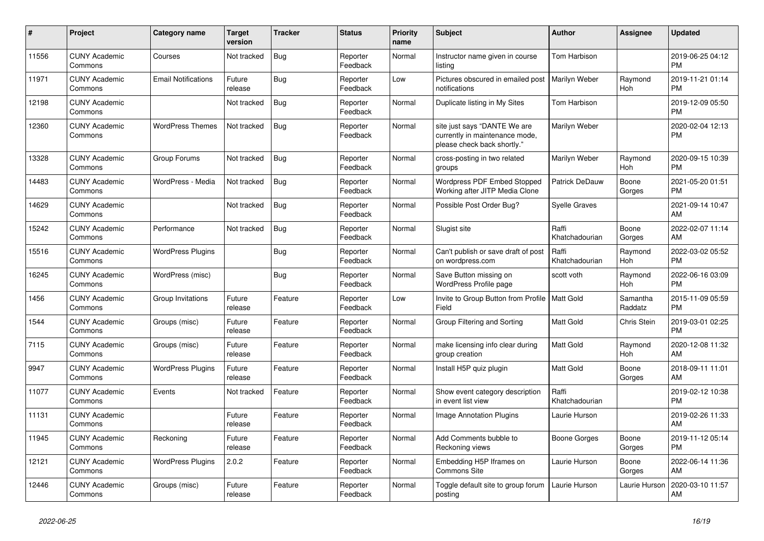| # | Project | Category name | Target version | Tracker | Status | Priority name | Subject | Author | Assignee | Updated |
|---|---|---|---|---|---|---|---|---|---|---|
| 11556 | CUNY Academic Commons | Courses | Not tracked | Bug | Reporter Feedback | Normal | Instructor name given in course listing | Tom Harbison | | 2019-06-25 04:12 PM |
| 11971 | CUNY Academic Commons | Email Notifications | Future release | Bug | Reporter Feedback | Low | Pictures obscured in emailed post notifications | Marilyn Weber | Raymond Hoh | 2019-11-21 01:14 PM |
| 12198 | CUNY Academic Commons | | Not tracked | Bug | Reporter Feedback | Normal | Duplicate listing in My Sites | Tom Harbison | | 2019-12-09 05:50 PM |
| 12360 | CUNY Academic Commons | WordPress Themes | Not tracked | Bug | Reporter Feedback | Normal | site just says "DANTE We are currently in maintenance mode, please check back shortly." | Marilyn Weber | | 2020-02-04 12:13 PM |
| 13328 | CUNY Academic Commons | Group Forums | Not tracked | Bug | Reporter Feedback | Normal | cross-posting in two related groups | Marilyn Weber | Raymond Hoh | 2020-09-15 10:39 PM |
| 14483 | CUNY Academic Commons | WordPress - Media | Not tracked | Bug | Reporter Feedback | Normal | Wordpress PDF Embed Stopped Working after JITP Media Clone | Patrick DeDauw | Boone Gorges | 2021-05-20 01:51 PM |
| 14629 | CUNY Academic Commons | | Not tracked | Bug | Reporter Feedback | Normal | Possible Post Order Bug? | Syelle Graves | | 2021-09-14 10:47 AM |
| 15242 | CUNY Academic Commons | Performance | Not tracked | Bug | Reporter Feedback | Normal | Slugist site | Raffi Khatchadourian | Boone Gorges | 2022-02-07 11:14 AM |
| 15516 | CUNY Academic Commons | WordPress Plugins | | Bug | Reporter Feedback | Normal | Can't publish or save draft of post on wordpress.com | Raffi Khatchadourian | Raymond Hoh | 2022-03-02 05:52 PM |
| 16245 | CUNY Academic Commons | WordPress (misc) | | Bug | Reporter Feedback | Normal | Save Button missing on WordPress Profile page | scott voth | Raymond Hoh | 2022-06-16 03:09 PM |
| 1456 | CUNY Academic Commons | Group Invitations | Future release | Feature | Reporter Feedback | Low | Invite to Group Button from Profile Field | Matt Gold | Samantha Raddatz | 2015-11-09 05:59 PM |
| 1544 | CUNY Academic Commons | Groups (misc) | Future release | Feature | Reporter Feedback | Normal | Group Filtering and Sorting | Matt Gold | Chris Stein | 2019-03-01 02:25 PM |
| 7115 | CUNY Academic Commons | Groups (misc) | Future release | Feature | Reporter Feedback | Normal | make licensing info clear during group creation | Matt Gold | Raymond Hoh | 2020-12-08 11:32 AM |
| 9947 | CUNY Academic Commons | WordPress Plugins | Future release | Feature | Reporter Feedback | Normal | Install H5P quiz plugin | Matt Gold | Boone Gorges | 2018-09-11 11:01 AM |
| 11077 | CUNY Academic Commons | Events | Not tracked | Feature | Reporter Feedback | Normal | Show event category description in event list view | Raffi Khatchadourian | | 2019-02-12 10:38 PM |
| 11131 | CUNY Academic Commons | | Future release | Feature | Reporter Feedback | Normal | Image Annotation Plugins | Laurie Hurson | | 2019-02-26 11:33 AM |
| 11945 | CUNY Academic Commons | Reckoning | Future release | Feature | Reporter Feedback | Normal | Add Comments bubble to Reckoning views | Boone Gorges | Boone Gorges | 2019-11-12 05:14 PM |
| 12121 | CUNY Academic Commons | WordPress Plugins | 2.0.2 | Feature | Reporter Feedback | Normal | Embedding H5P Iframes on Commons Site | Laurie Hurson | Boone Gorges | 2022-06-14 11:36 AM |
| 12446 | CUNY Academic Commons | Groups (misc) | Future release | Feature | Reporter Feedback | Normal | Toggle default site to group forum posting | Laurie Hurson | Laurie Hurson | 2020-03-10 11:57 AM |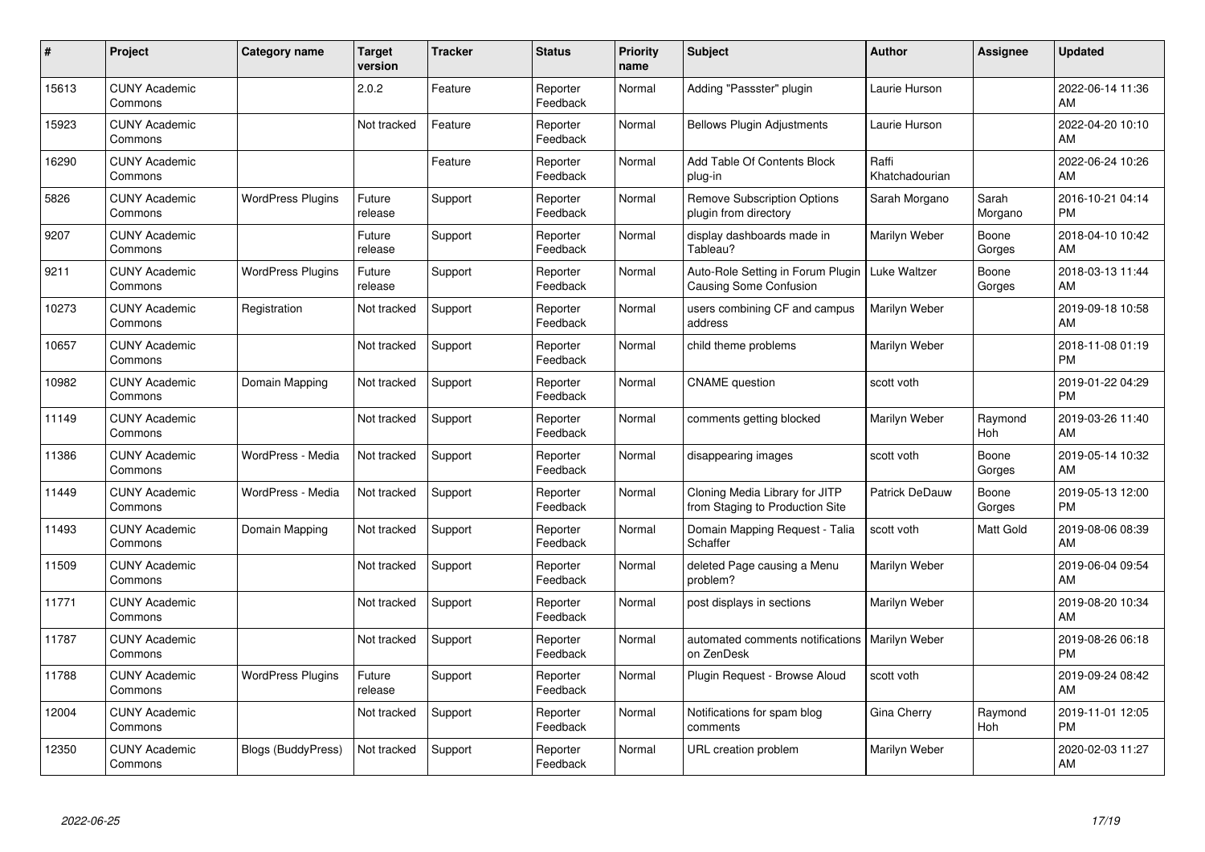| # | Project | Category name | Target version | Tracker | Status | Priority name | Subject | Author | Assignee | Updated |
|---|---|---|---|---|---|---|---|---|---|---|
| 15613 | CUNY Academic Commons | | 2.0.2 | Feature | Reporter Feedback | Normal | Adding "Passster" plugin | Laurie Hurson | | 2022-06-14 11:36 AM |
| 15923 | CUNY Academic Commons | | Not tracked | Feature | Reporter Feedback | Normal | Bellows Plugin Adjustments | Laurie Hurson | | 2022-04-20 10:10 AM |
| 16290 | CUNY Academic Commons | | | Feature | Reporter Feedback | Normal | Add Table Of Contents Block plug-in | Raffi Khatchadourian | | 2022-06-24 10:26 AM |
| 5826 | CUNY Academic Commons | WordPress Plugins | Future release | Support | Reporter Feedback | Normal | Remove Subscription Options plugin from directory | Sarah Morgano | Sarah Morgano | 2016-10-21 04:14 PM |
| 9207 | CUNY Academic Commons | | Future release | Support | Reporter Feedback | Normal | display dashboards made in Tableau? | Marilyn Weber | Boone Gorges | 2018-04-10 10:42 AM |
| 9211 | CUNY Academic Commons | WordPress Plugins | Future release | Support | Reporter Feedback | Normal | Auto-Role Setting in Forum Plugin Causing Some Confusion | Luke Waltzer | Boone Gorges | 2018-03-13 11:44 AM |
| 10273 | CUNY Academic Commons | Registration | Not tracked | Support | Reporter Feedback | Normal | users combining CF and campus address | Marilyn Weber | | 2019-09-18 10:58 AM |
| 10657 | CUNY Academic Commons | | Not tracked | Support | Reporter Feedback | Normal | child theme problems | Marilyn Weber | | 2018-11-08 01:19 PM |
| 10982 | CUNY Academic Commons | Domain Mapping | Not tracked | Support | Reporter Feedback | Normal | CNAME question | scott voth | | 2019-01-22 04:29 PM |
| 11149 | CUNY Academic Commons | | Not tracked | Support | Reporter Feedback | Normal | comments getting blocked | Marilyn Weber | Raymond Hoh | 2019-03-26 11:40 AM |
| 11386 | CUNY Academic Commons | WordPress - Media | Not tracked | Support | Reporter Feedback | Normal | disappearing images | scott voth | Boone Gorges | 2019-05-14 10:32 AM |
| 11449 | CUNY Academic Commons | WordPress - Media | Not tracked | Support | Reporter Feedback | Normal | Cloning Media Library for JITP from Staging to Production Site | Patrick DeDauw | Boone Gorges | 2019-05-13 12:00 PM |
| 11493 | CUNY Academic Commons | Domain Mapping | Not tracked | Support | Reporter Feedback | Normal | Domain Mapping Request - Talia Schaffer | scott voth | Matt Gold | 2019-08-06 08:39 AM |
| 11509 | CUNY Academic Commons | | Not tracked | Support | Reporter Feedback | Normal | deleted Page causing a Menu problem? | Marilyn Weber | | 2019-06-04 09:54 AM |
| 11771 | CUNY Academic Commons | | Not tracked | Support | Reporter Feedback | Normal | post displays in sections | Marilyn Weber | | 2019-08-20 10:34 AM |
| 11787 | CUNY Academic Commons | | Not tracked | Support | Reporter Feedback | Normal | automated comments notifications on ZenDesk | Marilyn Weber | | 2019-08-26 06:18 PM |
| 11788 | CUNY Academic Commons | WordPress Plugins | Future release | Support | Reporter Feedback | Normal | Plugin Request - Browse Aloud | scott voth | | 2019-09-24 08:42 AM |
| 12004 | CUNY Academic Commons | | Not tracked | Support | Reporter Feedback | Normal | Notifications for spam blog comments | Gina Cherry | Raymond Hoh | 2019-11-01 12:05 PM |
| 12350 | CUNY Academic Commons | Blogs (BuddyPress) | Not tracked | Support | Reporter Feedback | Normal | URL creation problem | Marilyn Weber | | 2020-02-03 11:27 AM |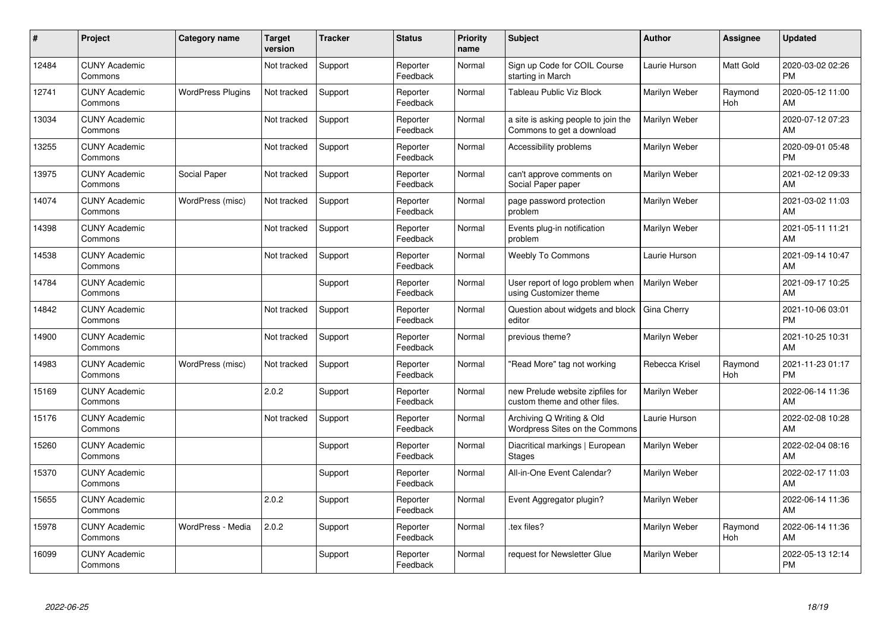| # | Project | Category name | Target version | Tracker | Status | Priority name | Subject | Author | Assignee | Updated |
|---|---|---|---|---|---|---|---|---|---|---|
| 12484 | CUNY Academic Commons | | Not tracked | Support | Reporter Feedback | Normal | Sign up Code for COIL Course starting in March | Laurie Hurson | Matt Gold | 2020-03-02 02:26 PM |
| 12741 | CUNY Academic Commons | WordPress Plugins | Not tracked | Support | Reporter Feedback | Normal | Tableau Public Viz Block | Marilyn Weber | Raymond Hoh | 2020-05-12 11:00 AM |
| 13034 | CUNY Academic Commons | | Not tracked | Support | Reporter Feedback | Normal | a site is asking people to join the Commons to get a download | Marilyn Weber | | 2020-07-12 07:23 AM |
| 13255 | CUNY Academic Commons | | Not tracked | Support | Reporter Feedback | Normal | Accessibility problems | Marilyn Weber | | 2020-09-01 05:48 PM |
| 13975 | CUNY Academic Commons | Social Paper | Not tracked | Support | Reporter Feedback | Normal | can't approve comments on Social Paper paper | Marilyn Weber | | 2021-02-12 09:33 AM |
| 14074 | CUNY Academic Commons | WordPress (misc) | Not tracked | Support | Reporter Feedback | Normal | page password protection problem | Marilyn Weber | | 2021-03-02 11:03 AM |
| 14398 | CUNY Academic Commons | | Not tracked | Support | Reporter Feedback | Normal | Events plug-in notification problem | Marilyn Weber | | 2021-05-11 11:21 AM |
| 14538 | CUNY Academic Commons | | Not tracked | Support | Reporter Feedback | Normal | Weebly To Commons | Laurie Hurson | | 2021-09-14 10:47 AM |
| 14784 | CUNY Academic Commons | | | Support | Reporter Feedback | Normal | User report of logo problem when using Customizer theme | Marilyn Weber | | 2021-09-17 10:25 AM |
| 14842 | CUNY Academic Commons | | Not tracked | Support | Reporter Feedback | Normal | Question about widgets and block editor | Gina Cherry | | 2021-10-06 03:01 PM |
| 14900 | CUNY Academic Commons | | Not tracked | Support | Reporter Feedback | Normal | previous theme? | Marilyn Weber | | 2021-10-25 10:31 AM |
| 14983 | CUNY Academic Commons | WordPress (misc) | Not tracked | Support | Reporter Feedback | Normal | "Read More" tag not working | Rebecca Krisel | Raymond Hoh | 2021-11-23 01:17 PM |
| 15169 | CUNY Academic Commons | | 2.0.2 | Support | Reporter Feedback | Normal | new Prelude website zipfiles for custom theme and other files. | Marilyn Weber | | 2022-06-14 11:36 AM |
| 15176 | CUNY Academic Commons | | Not tracked | Support | Reporter Feedback | Normal | Archiving Q Writing & Old Wordpress Sites on the Commons | Laurie Hurson | | 2022-02-08 10:28 AM |
| 15260 | CUNY Academic Commons | | | Support | Reporter Feedback | Normal | Diacritical markings \| European Stages | Marilyn Weber | | 2022-02-04 08:16 AM |
| 15370 | CUNY Academic Commons | | | Support | Reporter Feedback | Normal | All-in-One Event Calendar? | Marilyn Weber | | 2022-02-17 11:03 AM |
| 15655 | CUNY Academic Commons | | 2.0.2 | Support | Reporter Feedback | Normal | Event Aggregator plugin? | Marilyn Weber | | 2022-06-14 11:36 AM |
| 15978 | CUNY Academic Commons | WordPress - Media | 2.0.2 | Support | Reporter Feedback | Normal | .tex files? | Marilyn Weber | Raymond Hoh | 2022-06-14 11:36 AM |
| 16099 | CUNY Academic Commons | | | Support | Reporter Feedback | Normal | request for Newsletter Glue | Marilyn Weber | | 2022-05-13 12:14 PM |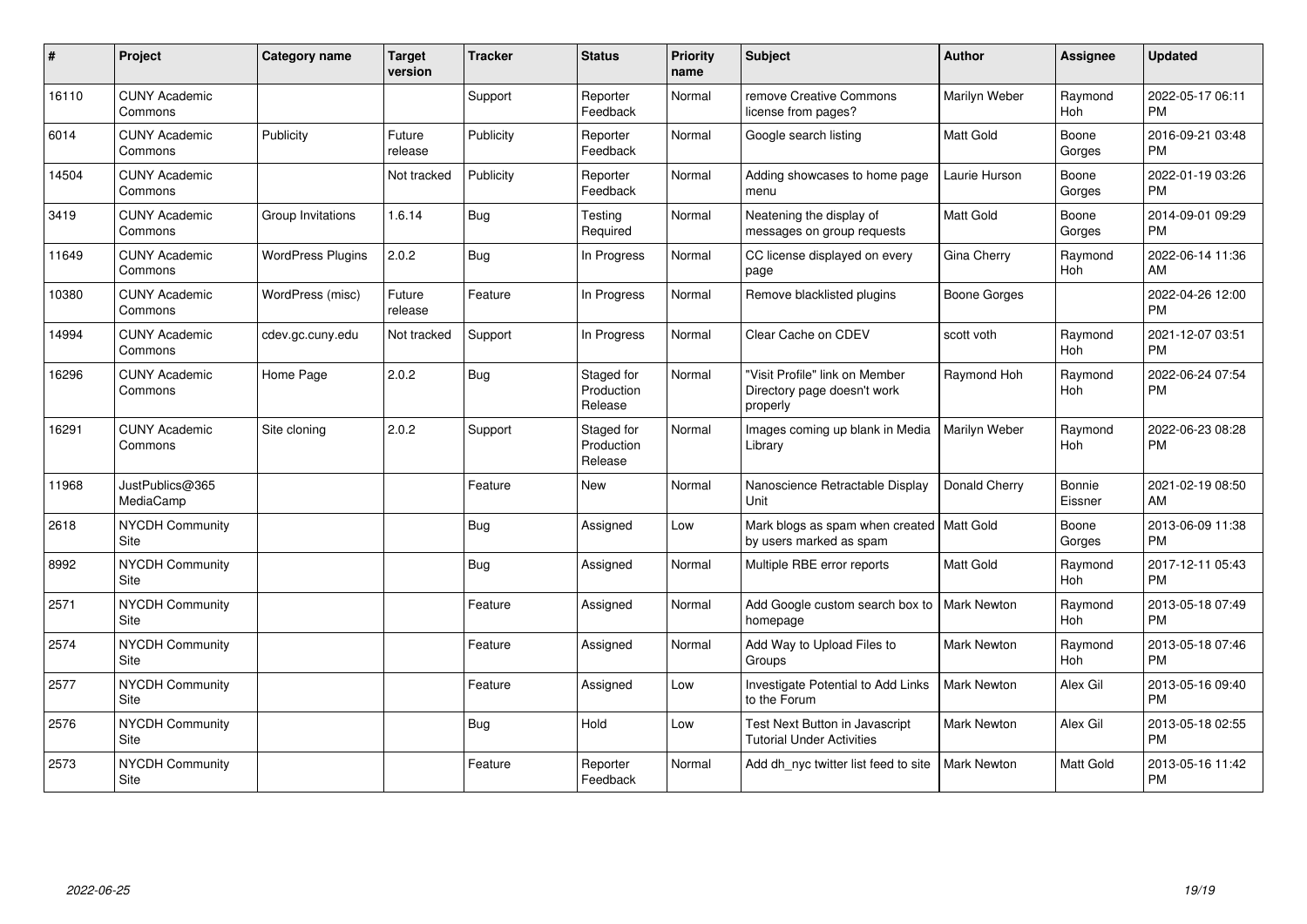| # | Project | Category name | Target version | Tracker | Status | Priority name | Subject | Author | Assignee | Updated |
|---|---|---|---|---|---|---|---|---|---|---|
| 16110 | CUNY Academic Commons | | | Support | Reporter Feedback | Normal | remove Creative Commons license from pages? | Marilyn Weber | Raymond Hoh | 2022-05-17 06:11 PM |
| 6014 | CUNY Academic Commons | Publicity | Future release | Publicity | Reporter Feedback | Normal | Google search listing | Matt Gold | Boone Gorges | 2016-09-21 03:48 PM |
| 14504 | CUNY Academic Commons | | Not tracked | Publicity | Reporter Feedback | Normal | Adding showcases to home page menu | Laurie Hurson | Boone Gorges | 2022-01-19 03:26 PM |
| 3419 | CUNY Academic Commons | Group Invitations | 1.6.14 | Bug | Testing Required | Normal | Neatening the display of messages on group requests | Matt Gold | Boone Gorges | 2014-09-01 09:29 PM |
| 11649 | CUNY Academic Commons | WordPress Plugins | 2.0.2 | Bug | In Progress | Normal | CC license displayed on every page | Gina Cherry | Raymond Hoh | 2022-06-14 11:36 AM |
| 10380 | CUNY Academic Commons | WordPress (misc) | Future release | Feature | In Progress | Normal | Remove blacklisted plugins | Boone Gorges | | 2022-04-26 12:00 PM |
| 14994 | CUNY Academic Commons | cdev.gc.cuny.edu | Not tracked | Support | In Progress | Normal | Clear Cache on CDEV | scott voth | Raymond Hoh | 2021-12-07 03:51 PM |
| 16296 | CUNY Academic Commons | Home Page | 2.0.2 | Bug | Staged for Production Release | Normal | "Visit Profile" link on Member Directory page doesn't work properly | Raymond Hoh | Raymond Hoh | 2022-06-24 07:54 PM |
| 16291 | CUNY Academic Commons | Site cloning | 2.0.2 | Support | Staged for Production Release | Normal | Images coming up blank in Media Library | Marilyn Weber | Raymond Hoh | 2022-06-23 08:28 PM |
| 11968 | JustPublics@365 MediaCamp | | | Feature | New | Normal | Nanoscience Retractable Display Unit | Donald Cherry | Bonnie Eissner | 2021-02-19 08:50 AM |
| 2618 | NYCDH Community Site | | | Bug | Assigned | Low | Mark blogs as spam when created by users marked as spam | Matt Gold | Boone Gorges | 2013-06-09 11:38 PM |
| 8992 | NYCDH Community Site | | | Bug | Assigned | Normal | Multiple RBE error reports | Matt Gold | Raymond Hoh | 2017-12-11 05:43 PM |
| 2571 | NYCDH Community Site | | | Feature | Assigned | Normal | Add Google custom search box to homepage | Mark Newton | Raymond Hoh | 2013-05-18 07:49 PM |
| 2574 | NYCDH Community Site | | | Feature | Assigned | Normal | Add Way to Upload Files to Groups | Mark Newton | Raymond Hoh | 2013-05-18 07:46 PM |
| 2577 | NYCDH Community Site | | | Feature | Assigned | Low | Investigate Potential to Add Links to the Forum | Mark Newton | Alex Gil | 2013-05-16 09:40 PM |
| 2576 | NYCDH Community Site | | | Bug | Hold | Low | Test Next Button in Javascript Tutorial Under Activities | Mark Newton | Alex Gil | 2013-05-18 02:55 PM |
| 2573 | NYCDH Community Site | | | Feature | Reporter Feedback | Normal | Add dh_nyc twitter list feed to site | Mark Newton | Matt Gold | 2013-05-16 11:42 PM |